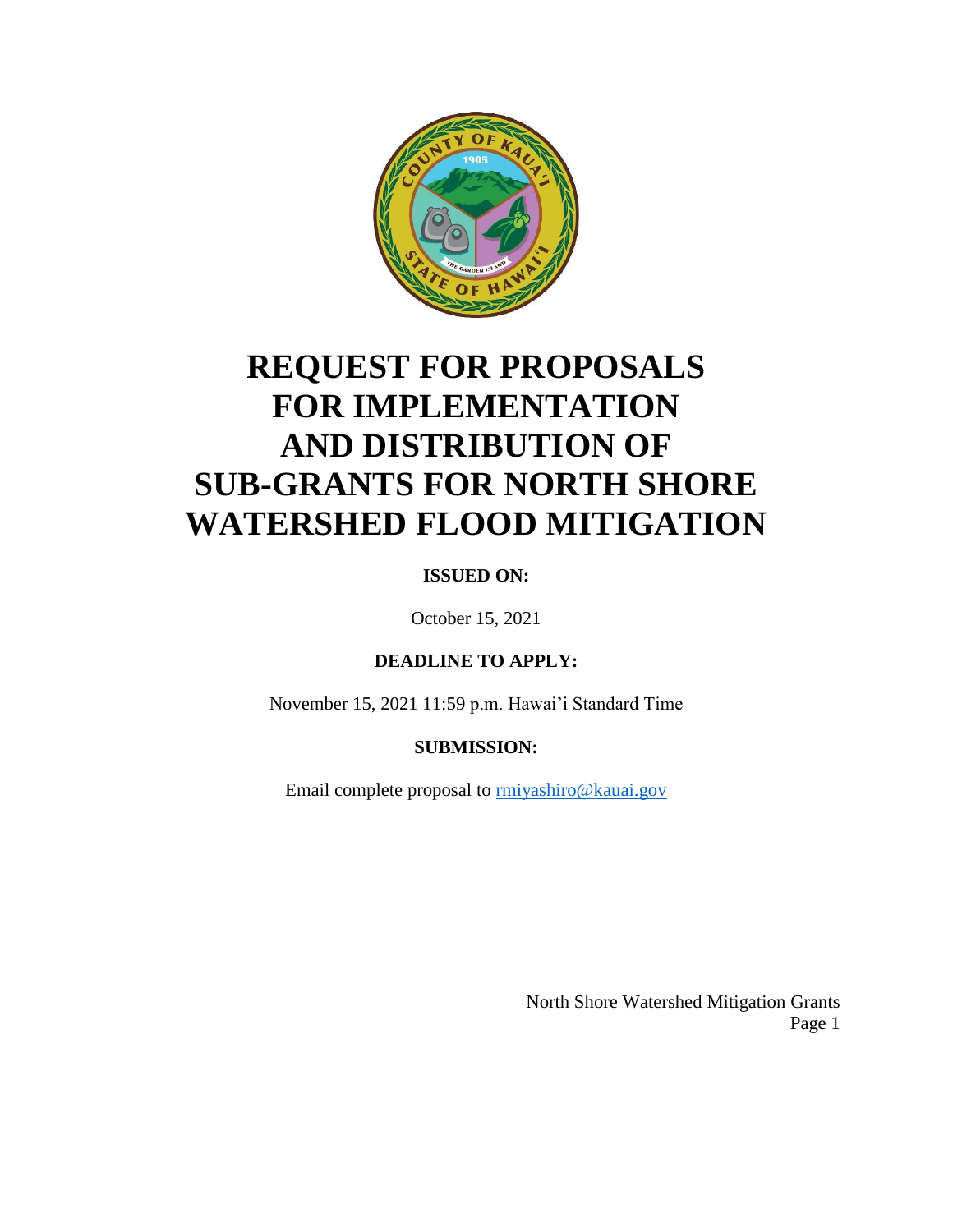# REQUEST FOR PROPOSALS FOR IMPLEMENTATION AND DISTRIBUTION OF SUB-GRANTS FOR NORTH SHORE WATERSHED FLOOD MITIGATION

**ISSUED ON:**

October 15, 2021

**DEADLINE TO APPLY:**

November 15, 2021 11:59 p.m. Hawai'i Standard Time

**SUBMISSION:**

Email complete proposal to rmiyashiro@kauai.gov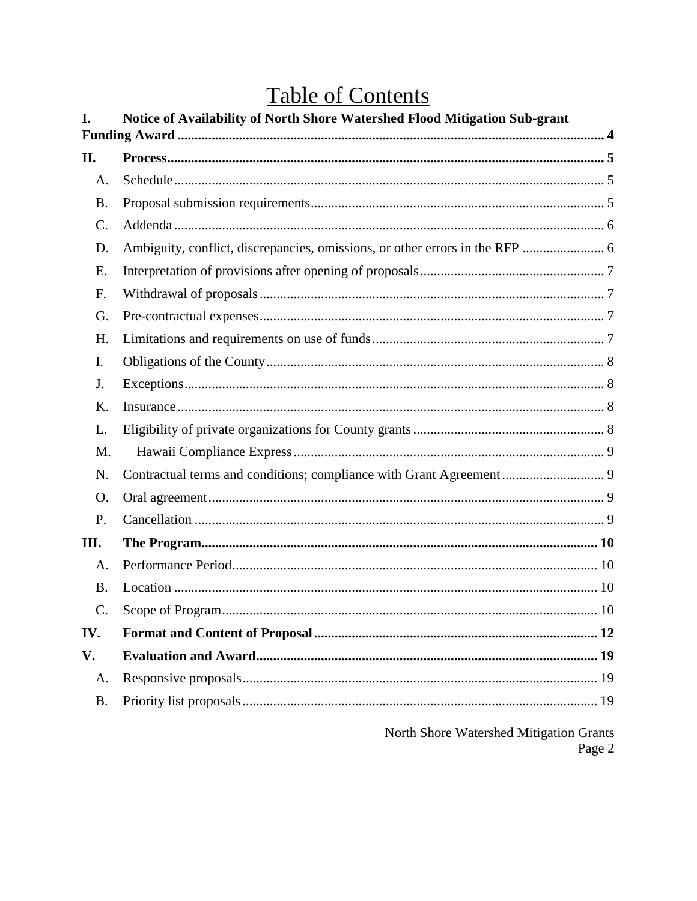# Table of Contents

**I. Notice of Availability of North Shore Watershed Flood Mitigation Sub-grant Funding Award** ..... 4

**II. Process** ..... 5

- A. Schedule ..... 5
- B. Proposal submission requirements ..... 5
- C. Addenda ..... 6
- D. Ambiguity, conflict, discrepancies, omissions, or other errors in the RFP ..... 6
- E. Interpretation of provisions after opening of proposals ..... 7
- F. Withdrawal of proposals ..... 7
- G. Pre-contractual expenses ..... 7
- H. Limitations and requirements on use of funds ..... 7
- I. Obligations of the County ..... 8
- J. Exceptions ..... 8
- K. Insurance ..... 8
- L. Eligibility of private organizations for County grants ..... 8
- M. Hawaii Compliance Express ..... 9
- N. Contractual terms and conditions; compliance with Grant Agreement ..... 9
- O. Oral agreement ..... 9
- P. Cancellation ..... 9

**III. The Program** ..... 10

- A. Performance Period ..... 10
- B. Location ..... 10
- C. Scope of Program ..... 10

**IV. Format and Content of Proposal** ..... 12

**V. Evaluation and Award** ..... 19

- A. Responsive proposals ..... 19
- B. Priority list proposals ..... 19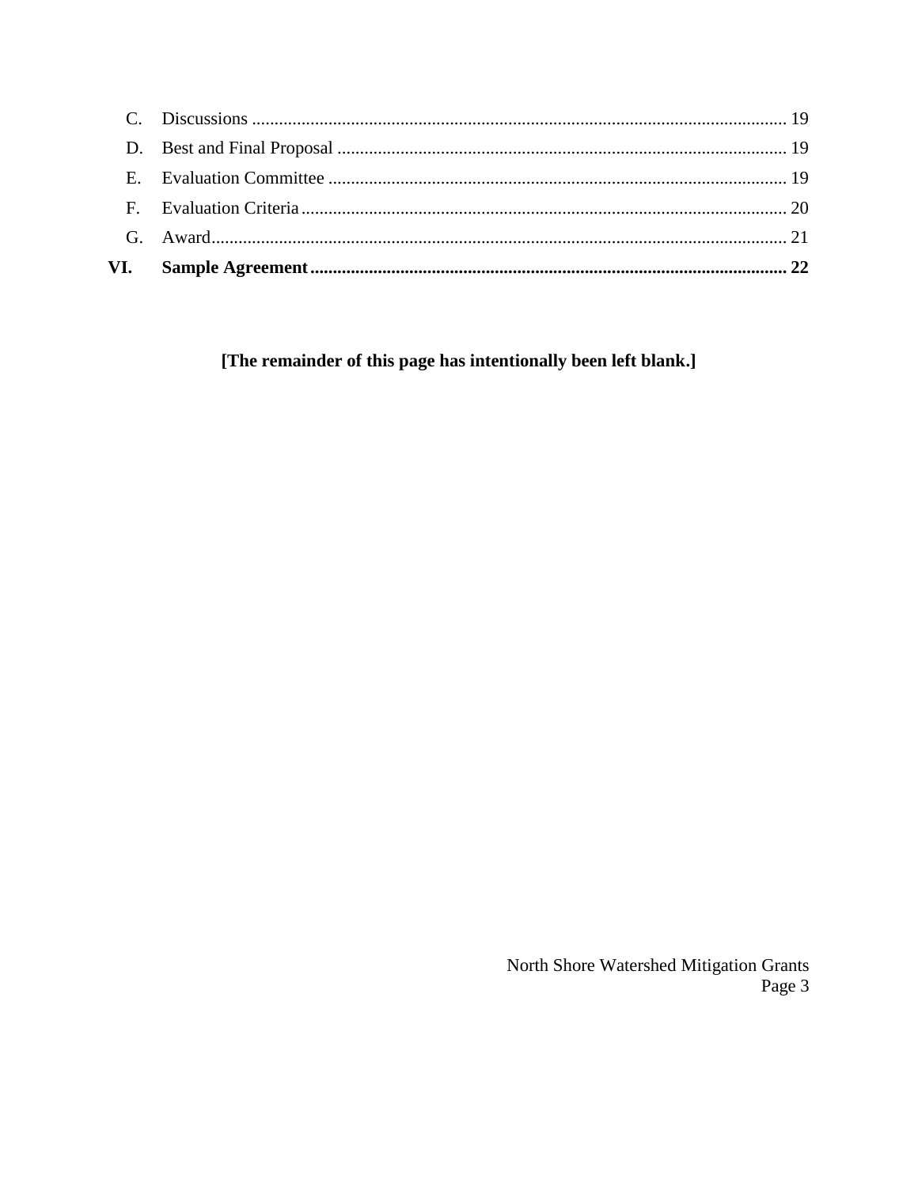C. Discussions ........................................................................................................ 19

D. Best and Final Proposal ....................................................................................... 19

E. Evaluation Committee .......................................................................................... 19

F. Evaluation Criteria ................................................................................................ 20

G. Award ................................................................................................................... 21

**VI. Sample Agreement ........................................................................................... 22**

**[The remainder of this page has intentionally been left blank.]**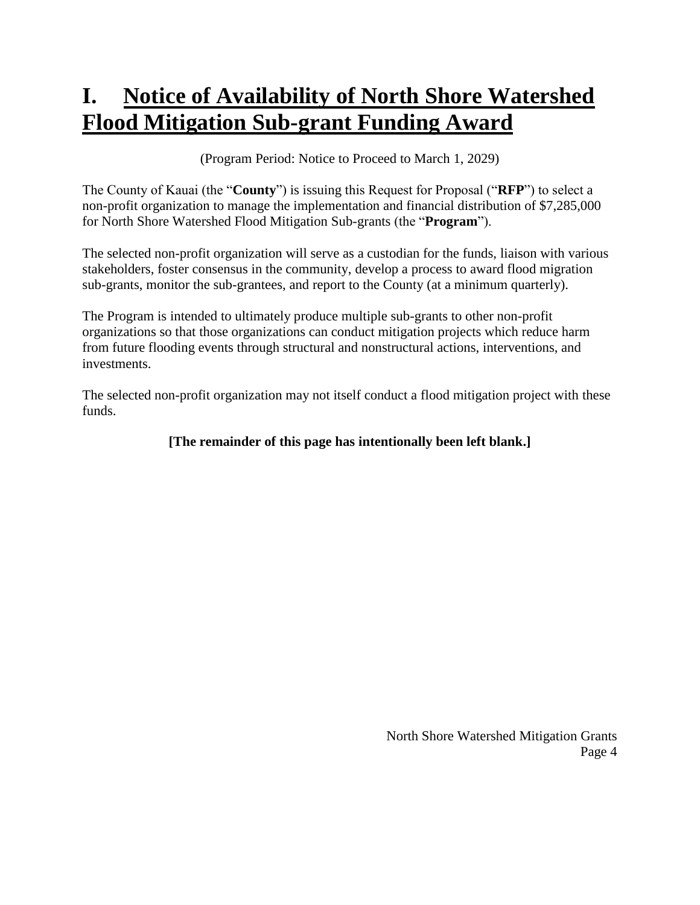# I. Notice of Availability of North Shore Watershed Flood Mitigation Sub-grant Funding Award

(Program Period: Notice to Proceed to March 1, 2029)

The County of Kauai (the "**County**") is issuing this Request for Proposal ("**RFP**") to select a non-profit organization to manage the implementation and financial distribution of $7,285,000 for North Shore Watershed Flood Mitigation Sub-grants (the "**Program**").

The selected non-profit organization will serve as a custodian for the funds, liaison with various stakeholders, foster consensus in the community, develop a process to award flood migration sub-grants, monitor the sub-grantees, and report to the County (at a minimum quarterly).

The Program is intended to ultimately produce multiple sub-grants to other non-profit organizations so that those organizations can conduct mitigation projects which reduce harm from future flooding events through structural and nonstructural actions, interventions, and investments.

The selected non-profit organization may not itself conduct a flood mitigation project with these funds.

**[The remainder of this page has intentionally been left blank.]**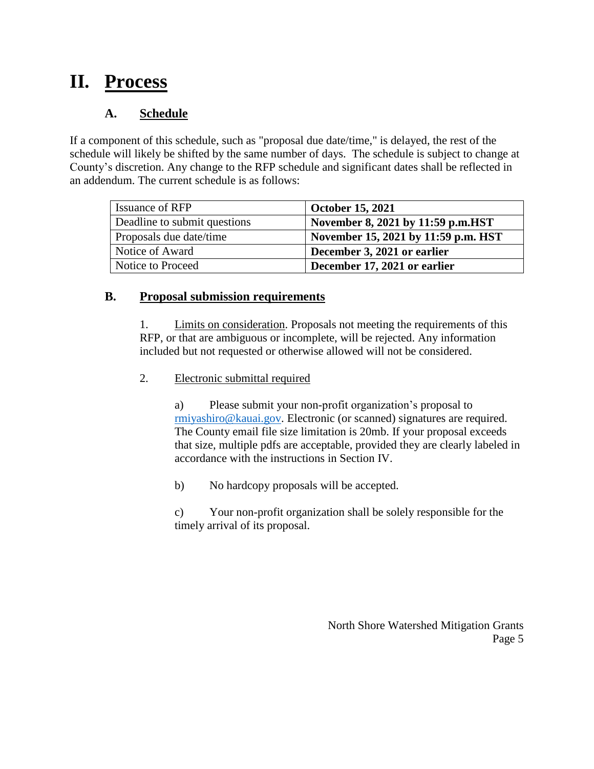# II. Process

## A. Schedule

If a component of this schedule, such as "proposal due date/time," is delayed, the rest of the schedule will likely be shifted by the same number of days. The schedule is subject to change at County's discretion. Any change to the RFP schedule and significant dates shall be reflected in an addendum. The current schedule is as follows:

| Issuance of RFP | **October 15, 2021** |
| --- | --- |
| Deadline to submit questions | **November 8, 2021 by 11:59 p.m.HST** |
| Proposals due date/time | **November 15, 2021 by 11:59 p.m. HST** |
| Notice of Award | **December 3, 2021 or earlier** |
| Notice to Proceed | **December 17, 2021 or earlier** |

## B. Proposal submission requirements

1. Limits on consideration. Proposals not meeting the requirements of this RFP, or that are ambiguous or incomplete, will be rejected. Any information included but not requested or otherwise allowed will not be considered.

2. Electronic submittal required

   a) Please submit your non-profit organization's proposal to rmiyashiro@kauai.gov. Electronic (or scanned) signatures are required. The County email file size limitation is 20mb. If your proposal exceeds that size, multiple pdfs are acceptable, provided they are clearly labeled in accordance with the instructions in Section IV.

   b) No hardcopy proposals will be accepted.

   c) Your non-profit organization shall be solely responsible for the timely arrival of its proposal.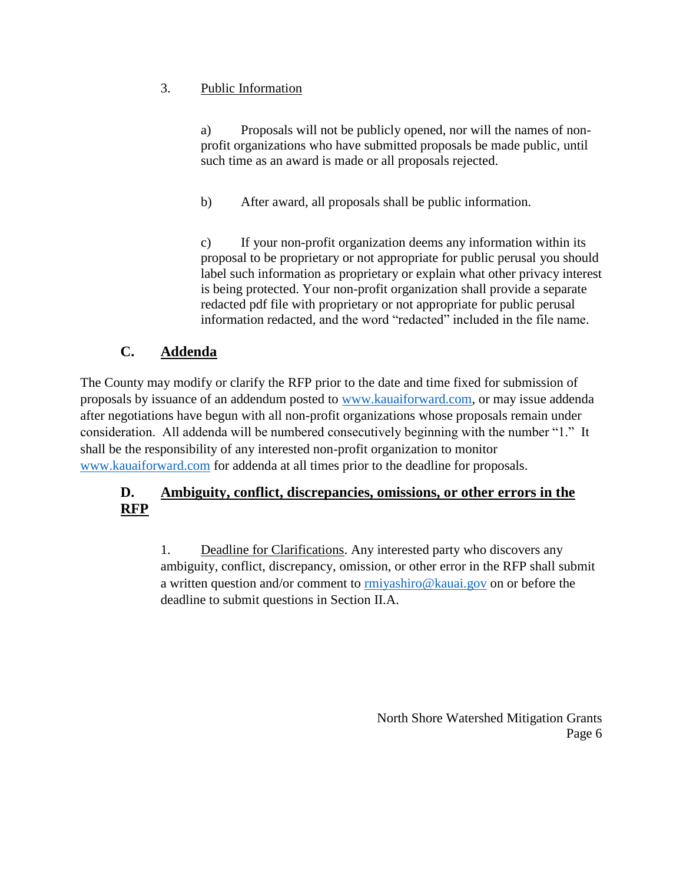3. Public Information

a) Proposals will not be publicly opened, nor will the names of non-profit organizations who have submitted proposals be made public, until such time as an award is made or all proposals rejected.

b) After award, all proposals shall be public information.

c) If your non-profit organization deems any information within its proposal to be proprietary or not appropriate for public perusal you should label such information as proprietary or explain what other privacy interest is being protected. Your non-profit organization shall provide a separate redacted pdf file with proprietary or not appropriate for public perusal information redacted, and the word "redacted" included in the file name.

## C. Addenda

The County may modify or clarify the RFP prior to the date and time fixed for submission of proposals by issuance of an addendum posted to www.kauaiforward.com, or may issue addenda after negotiations have begun with all non-profit organizations whose proposals remain under consideration. All addenda will be numbered consecutively beginning with the number "1." It shall be the responsibility of any interested non-profit organization to monitor www.kauaiforward.com for addenda at all times prior to the deadline for proposals.

## D. Ambiguity, conflict, discrepancies, omissions, or other errors in the RFP

1. Deadline for Clarifications. Any interested party who discovers any ambiguity, conflict, discrepancy, omission, or other error in the RFP shall submit a written question and/or comment to rmiyashiro@kauai.gov on or before the deadline to submit questions in Section II.A.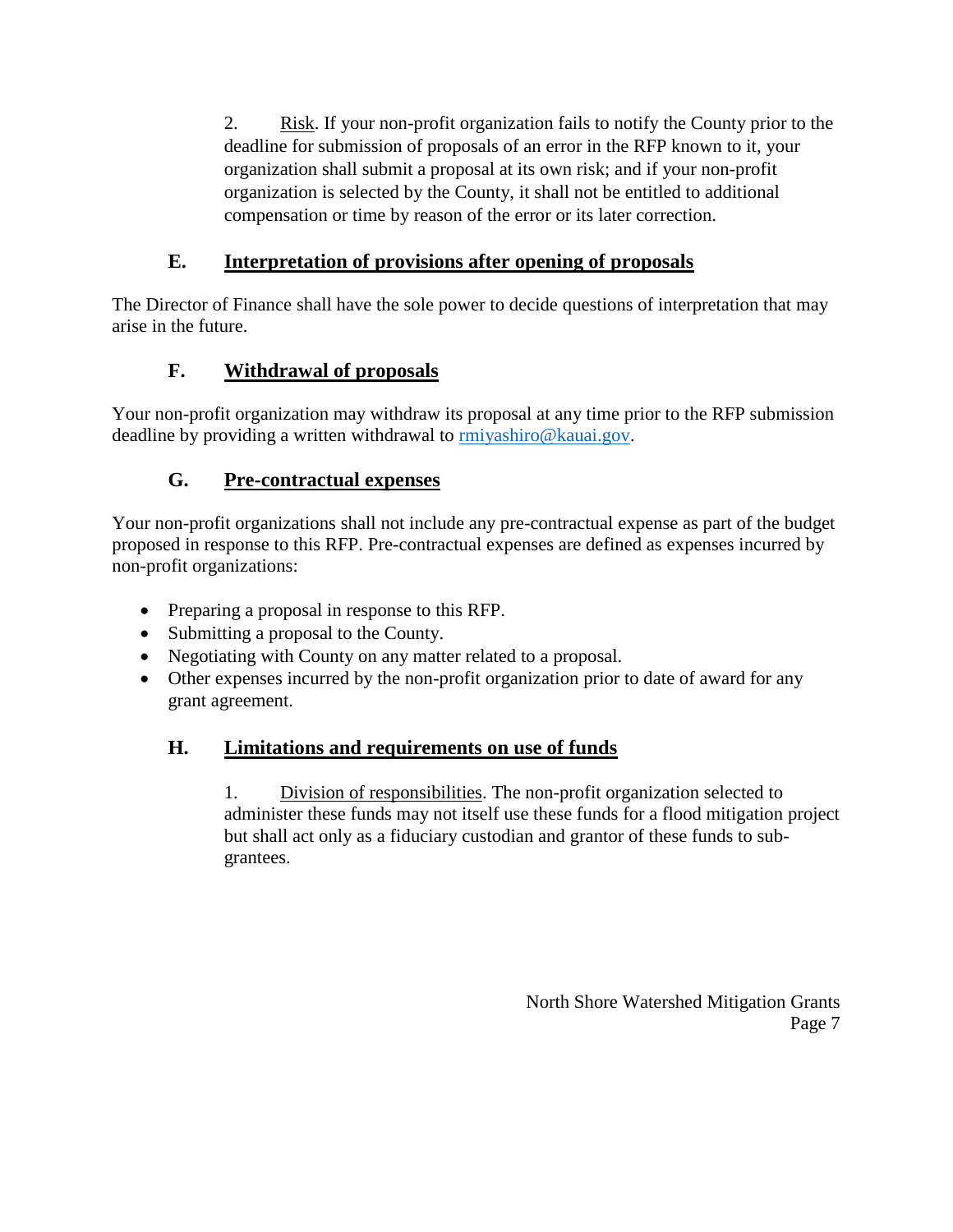2. Risk. If your non-profit organization fails to notify the County prior to the deadline for submission of proposals of an error in the RFP known to it, your organization shall submit a proposal at its own risk; and if your non-profit organization is selected by the County, it shall not be entitled to additional compensation or time by reason of the error or its later correction.

### E. Interpretation of provisions after opening of proposals

The Director of Finance shall have the sole power to decide questions of interpretation that may arise in the future.

### F. Withdrawal of proposals

Your non-profit organization may withdraw its proposal at any time prior to the RFP submission deadline by providing a written withdrawal to rmiyashiro@kauai.gov.

### G. Pre-contractual expenses

Your non-profit organizations shall not include any pre-contractual expense as part of the budget proposed in response to this RFP. Pre-contractual expenses are defined as expenses incurred by non-profit organizations:

- Preparing a proposal in response to this RFP.
- Submitting a proposal to the County.
- Negotiating with County on any matter related to a proposal.
- Other expenses incurred by the non-profit organization prior to date of award for any grant agreement.

### H. Limitations and requirements on use of funds

1. Division of responsibilities. The non-profit organization selected to administer these funds may not itself use these funds for a flood mitigation project but shall act only as a fiduciary custodian and grantor of these funds to sub-grantees.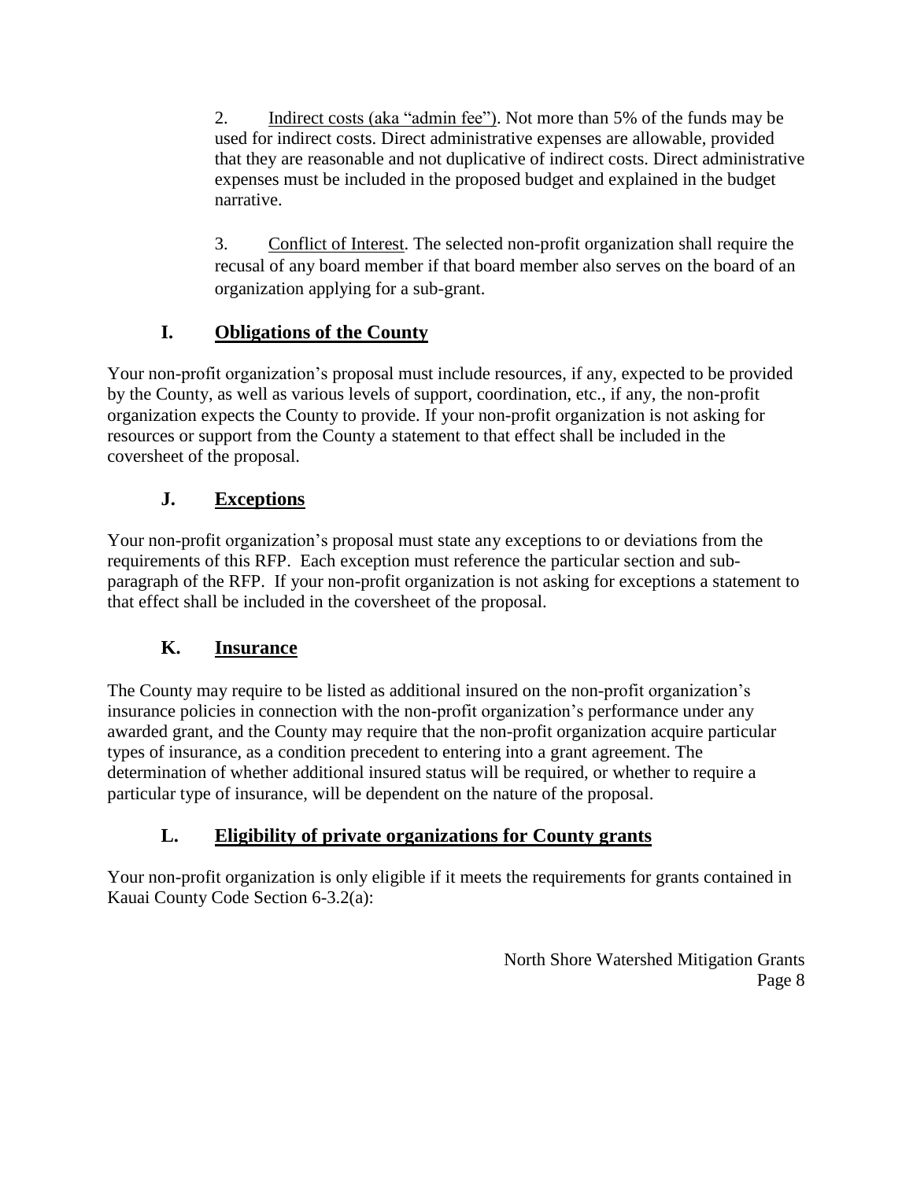2. <u>Indirect costs (aka "admin fee")</u>. Not more than 5% of the funds may be used for indirect costs. Direct administrative expenses are allowable, provided that they are reasonable and not duplicative of indirect costs. Direct administrative expenses must be included in the proposed budget and explained in the budget narrative.

3. <u>Conflict of Interest</u>. The selected non-profit organization shall require the recusal of any board member if that board member also serves on the board of an organization applying for a sub-grant.

## I. Obligations of the County

Your non-profit organization's proposal must include resources, if any, expected to be provided by the County, as well as various levels of support, coordination, etc., if any, the non-profit organization expects the County to provide. If your non-profit organization is not asking for resources or support from the County a statement to that effect shall be included in the coversheet of the proposal.

## J. Exceptions

Your non-profit organization's proposal must state any exceptions to or deviations from the requirements of this RFP. Each exception must reference the particular section and sub-paragraph of the RFP. If your non-profit organization is not asking for exceptions a statement to that effect shall be included in the coversheet of the proposal.

## K. Insurance

The County may require to be listed as additional insured on the non-profit organization's insurance policies in connection with the non-profit organization's performance under any awarded grant, and the County may require that the non-profit organization acquire particular types of insurance, as a condition precedent to entering into a grant agreement. The determination of whether additional insured status will be required, or whether to require a particular type of insurance, will be dependent on the nature of the proposal.

## L. Eligibility of private organizations for County grants

Your non-profit organization is only eligible if it meets the requirements for grants contained in Kauai County Code Section 6-3.2(a):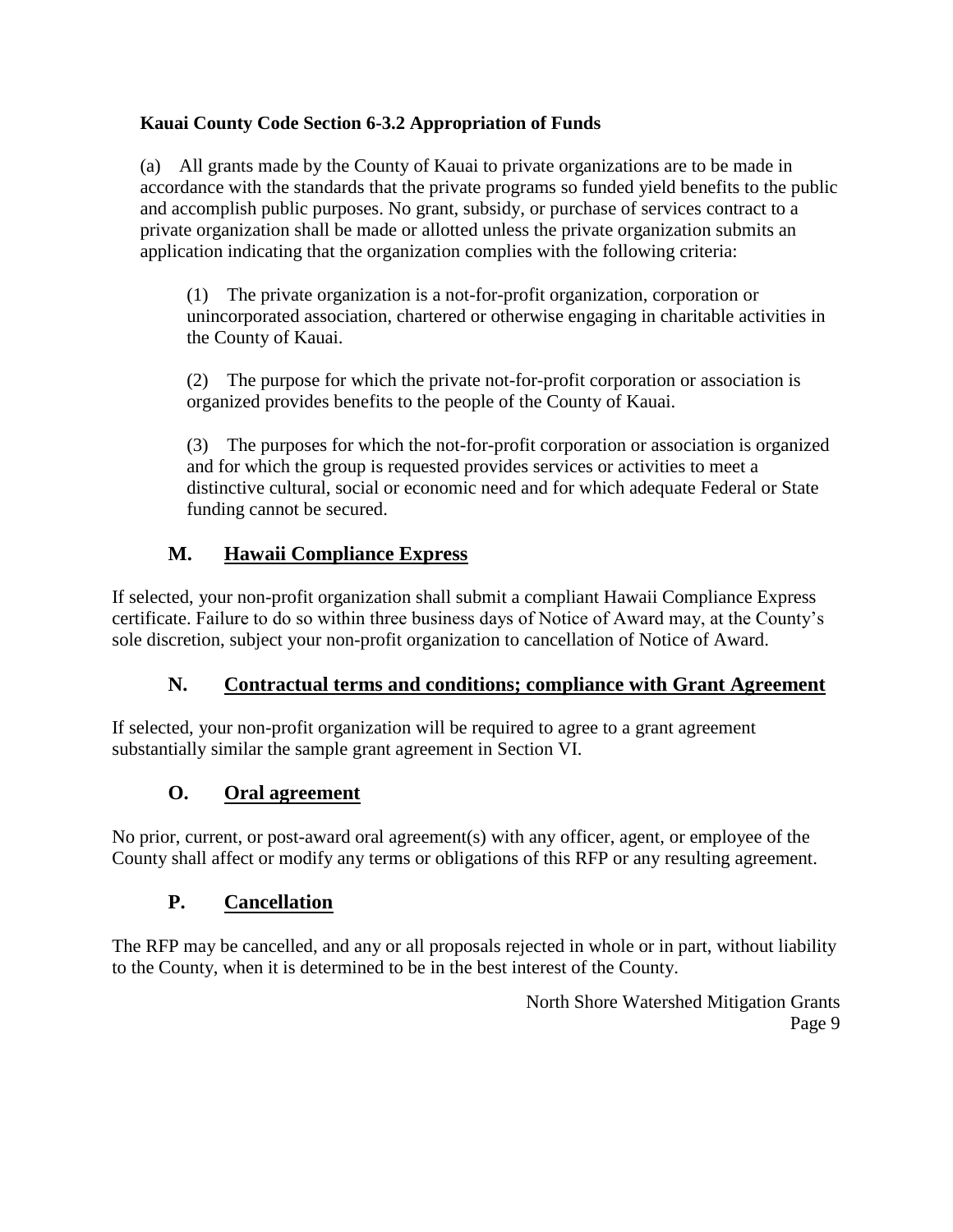**Kauai County Code Section 6-3.2 Appropriation of Funds**

(a) All grants made by the County of Kauai to private organizations are to be made in accordance with the standards that the private programs so funded yield benefits to the public and accomplish public purposes. No grant, subsidy, or purchase of services contract to a private organization shall be made or allotted unless the private organization submits an application indicating that the organization complies with the following criteria:

(1) The private organization is a not-for-profit organization, corporation or unincorporated association, chartered or otherwise engaging in charitable activities in the County of Kauai.

(2) The purpose for which the private not-for-profit corporation or association is organized provides benefits to the people of the County of Kauai.

(3) The purposes for which the not-for-profit corporation or association is organized and for which the group is requested provides services or activities to meet a distinctive cultural, social or economic need and for which adequate Federal or State funding cannot be secured.

## M. Hawaii Compliance Express

If selected, your non-profit organization shall submit a compliant Hawaii Compliance Express certificate. Failure to do so within three business days of Notice of Award may, at the County's sole discretion, subject your non-profit organization to cancellation of Notice of Award.

## N. Contractual terms and conditions; compliance with Grant Agreement

If selected, your non-profit organization will be required to agree to a grant agreement substantially similar the sample grant agreement in Section VI.

## O. Oral agreement

No prior, current, or post-award oral agreement(s) with any officer, agent, or employee of the County shall affect or modify any terms or obligations of this RFP or any resulting agreement.

## P. Cancellation

The RFP may be cancelled, and any or all proposals rejected in whole or in part, without liability to the County, when it is determined to be in the best interest of the County.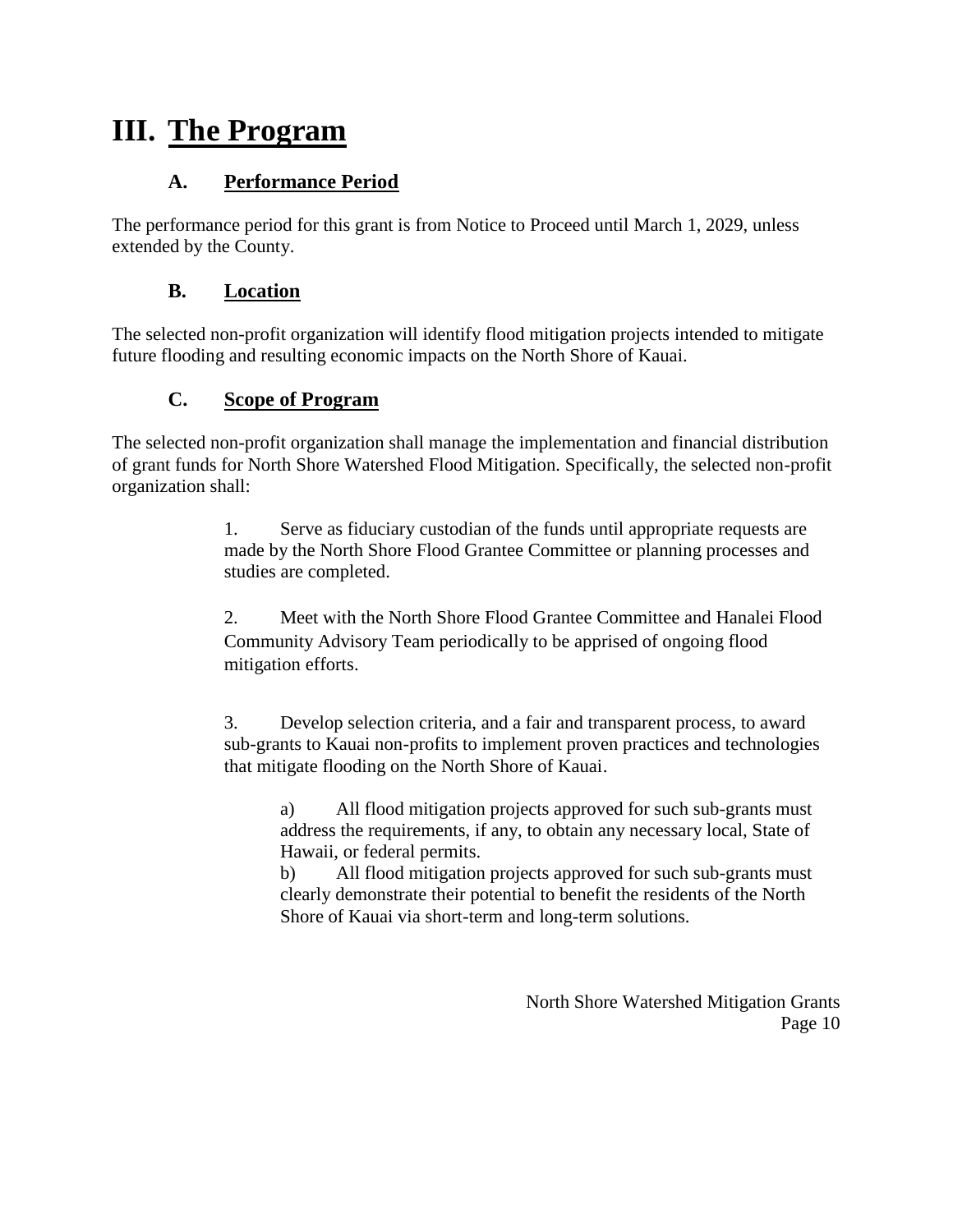# III. The Program

## A. Performance Period

The performance period for this grant is from Notice to Proceed until March 1, 2029, unless extended by the County.

## B. Location

The selected non-profit organization will identify flood mitigation projects intended to mitigate future flooding and resulting economic impacts on the North Shore of Kauai.

## C. Scope of Program

The selected non-profit organization shall manage the implementation and financial distribution of grant funds for North Shore Watershed Flood Mitigation. Specifically, the selected non-profit organization shall:

1. Serve as fiduciary custodian of the funds until appropriate requests are made by the North Shore Flood Grantee Committee or planning processes and studies are completed.

2. Meet with the North Shore Flood Grantee Committee and Hanalei Flood Community Advisory Team periodically to be apprised of ongoing flood mitigation efforts.

3. Develop selection criteria, and a fair and transparent process, to award sub-grants to Kauai non-profits to implement proven practices and technologies that mitigate flooding on the North Shore of Kauai.

   a) All flood mitigation projects approved for such sub-grants must address the requirements, if any, to obtain any necessary local, State of Hawaii, or federal permits.

   b) All flood mitigation projects approved for such sub-grants must clearly demonstrate their potential to benefit the residents of the North Shore of Kauai via short-term and long-term solutions.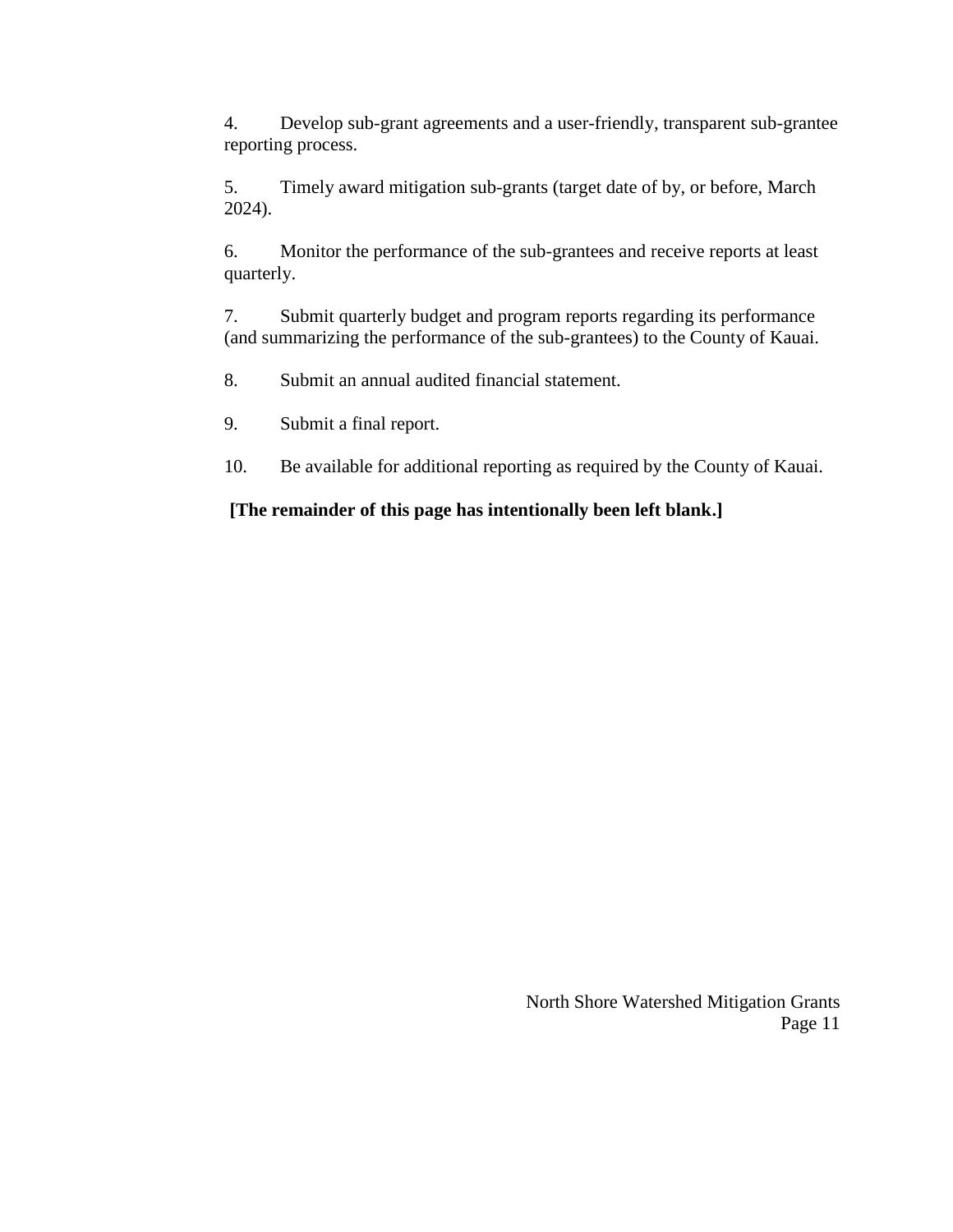4. Develop sub-grant agreements and a user-friendly, transparent sub-grantee reporting process.

5. Timely award mitigation sub-grants (target date of by, or before, March 2024).

6. Monitor the performance of the sub-grantees and receive reports at least quarterly.

7. Submit quarterly budget and program reports regarding its performance (and summarizing the performance of the sub-grantees) to the County of Kauai.

8. Submit an annual audited financial statement.

9. Submit a final report.

10. Be available for additional reporting as required by the County of Kauai.

**[The remainder of this page has intentionally been left blank.]**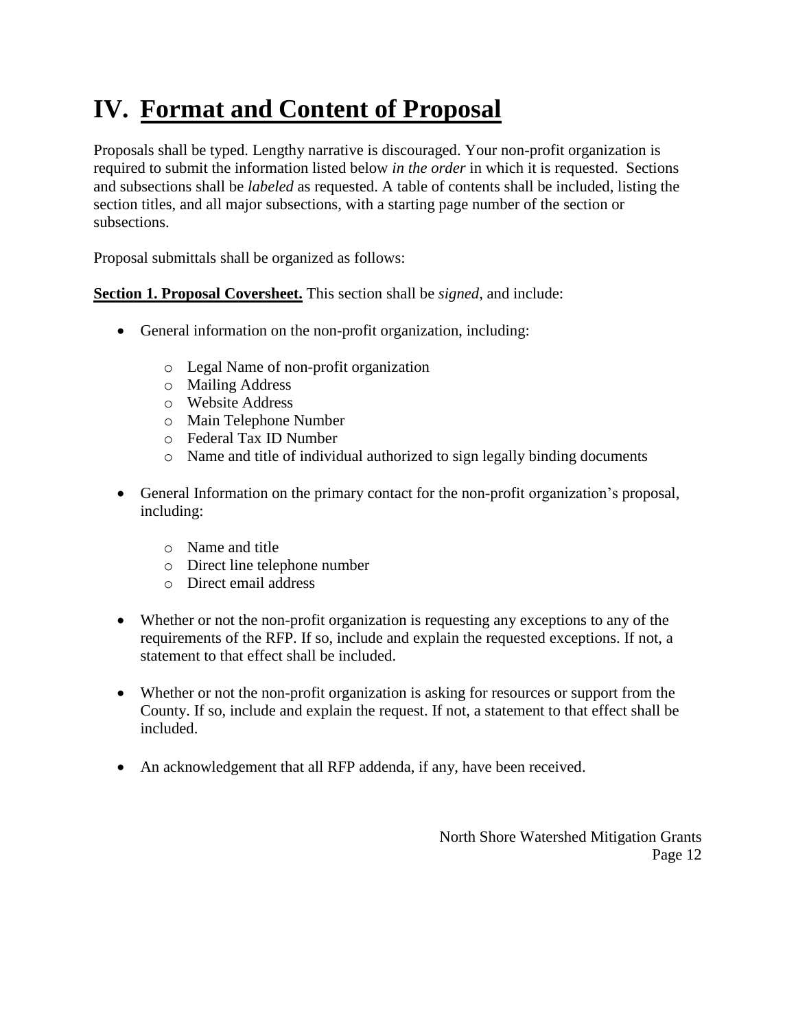# IV. Format and Content of Proposal

Proposals shall be typed. Lengthy narrative is discouraged. Your non-profit organization is required to submit the information listed below *in the order* in which it is requested. Sections and subsections shall be *labeled* as requested. A table of contents shall be included, listing the section titles, and all major subsections, with a starting page number of the section or subsections.

Proposal submittals shall be organized as follows:

**Section 1. Proposal Coversheet.** This section shall be *signed*, and include:

- General information on the non-profit organization, including:
  - Legal Name of non-profit organization
  - Mailing Address
  - Website Address
  - Main Telephone Number
  - Federal Tax ID Number
  - Name and title of individual authorized to sign legally binding documents
- General Information on the primary contact for the non-profit organization's proposal, including:
  - Name and title
  - Direct line telephone number
  - Direct email address
- Whether or not the non-profit organization is requesting any exceptions to any of the requirements of the RFP. If so, include and explain the requested exceptions. If not, a statement to that effect shall be included.
- Whether or not the non-profit organization is asking for resources or support from the County. If so, include and explain the request. If not, a statement to that effect shall be included.
- An acknowledgement that all RFP addenda, if any, have been received.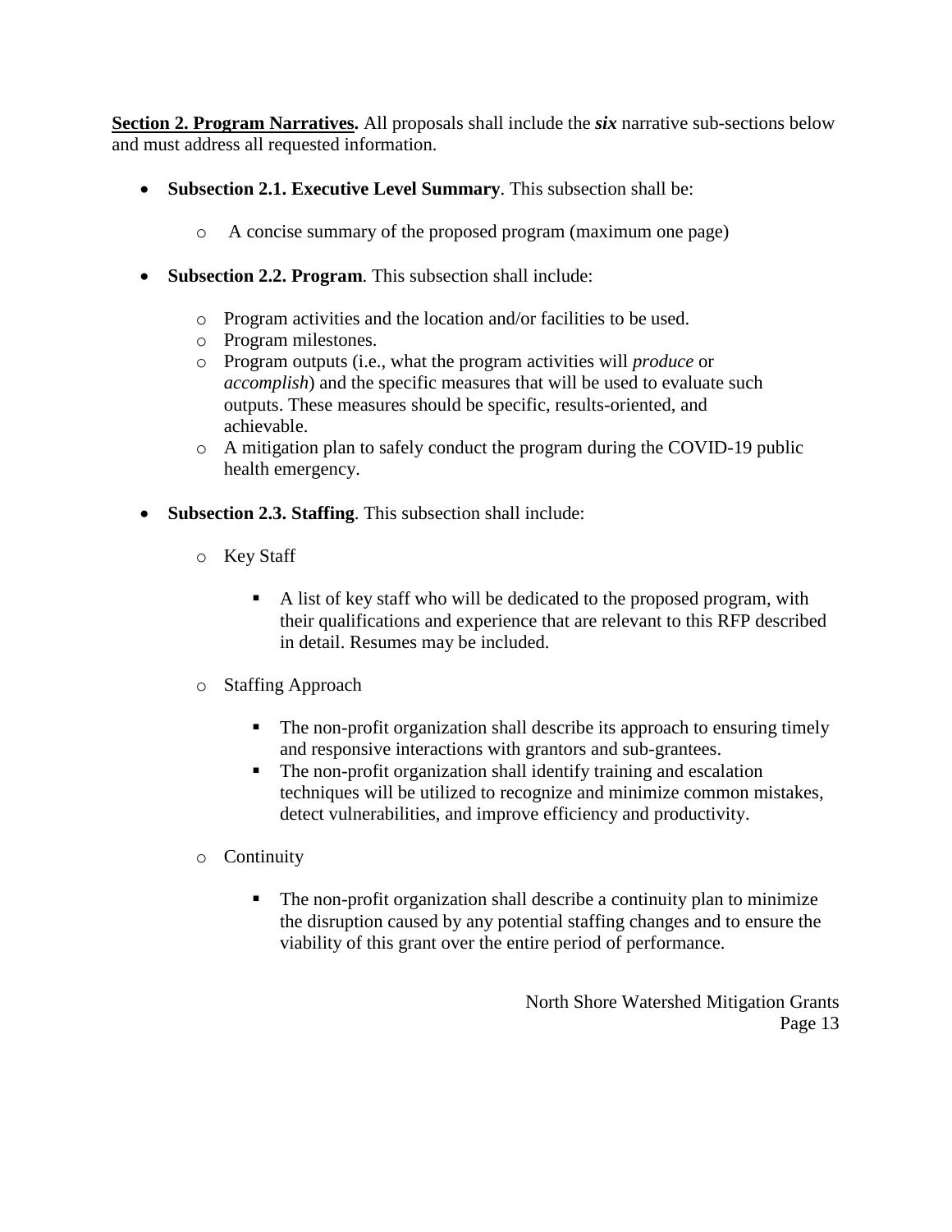<u>**Section 2. Program Narratives.**</u> All proposals shall include the ***six*** narrative sub-sections below and must address all requested information.

- **Subsection 2.1. Executive Level Summary**. This subsection shall be:
  - A concise summary of the proposed program (maximum one page)
- **Subsection 2.2. Program**. This subsection shall include:
  - Program activities and the location and/or facilities to be used.
  - Program milestones.
  - Program outputs (i.e., what the program activities will *produce* or *accomplish*) and the specific measures that will be used to evaluate such outputs. These measures should be specific, results-oriented, and achievable.
  - A mitigation plan to safely conduct the program during the COVID-19 public health emergency.
- **Subsection 2.3. Staffing**. This subsection shall include:
  - Key Staff
    - A list of key staff who will be dedicated to the proposed program, with their qualifications and experience that are relevant to this RFP described in detail. Resumes may be included.
  - Staffing Approach
    - The non-profit organization shall describe its approach to ensuring timely and responsive interactions with grantors and sub-grantees.
    - The non-profit organization shall identify training and escalation techniques will be utilized to recognize and minimize common mistakes, detect vulnerabilities, and improve efficiency and productivity.
  - Continuity
    - The non-profit organization shall describe a continuity plan to minimize the disruption caused by any potential staffing changes and to ensure the viability of this grant over the entire period of performance.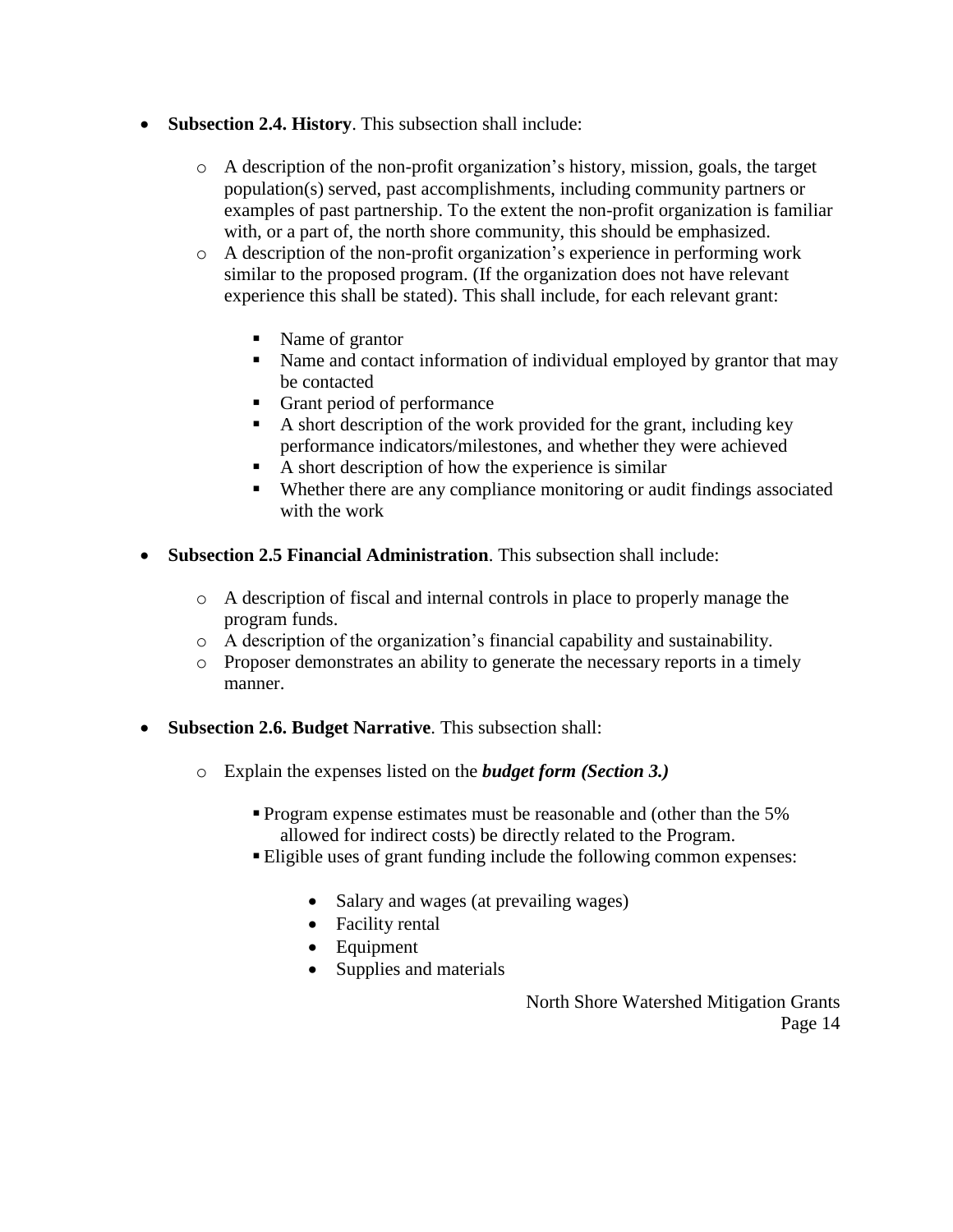- **Subsection 2.4. History**. This subsection shall include:

    - A description of the non-profit organization's history, mission, goals, the target population(s) served, past accomplishments, including community partners or examples of past partnership. To the extent the non-profit organization is familiar with, or a part of, the north shore community, this should be emphasized.
    - A description of the non-profit organization's experience in performing work similar to the proposed program. (If the organization does not have relevant experience this shall be stated). This shall include, for each relevant grant:

        - Name of grantor
        - Name and contact information of individual employed by grantor that may be contacted
        - Grant period of performance
        - A short description of the work provided for the grant, including key performance indicators/milestones, and whether they were achieved
        - A short description of how the experience is similar
        - Whether there are any compliance monitoring or audit findings associated with the work

- **Subsection 2.5 Financial Administration**. This subsection shall include:

    - A description of fiscal and internal controls in place to properly manage the program funds.
    - A description of the organization's financial capability and sustainability.
    - Proposer demonstrates an ability to generate the necessary reports in a timely manner.

- **Subsection 2.6. Budget Narrative**. This subsection shall:

    - Explain the expenses listed on the ***budget form (Section 3.)***

        - Program expense estimates must be reasonable and (other than the 5% allowed for indirect costs) be directly related to the Program.
        - Eligible uses of grant funding include the following common expenses:

            - Salary and wages (at prevailing wages)
            - Facility rental
            - Equipment
            - Supplies and materials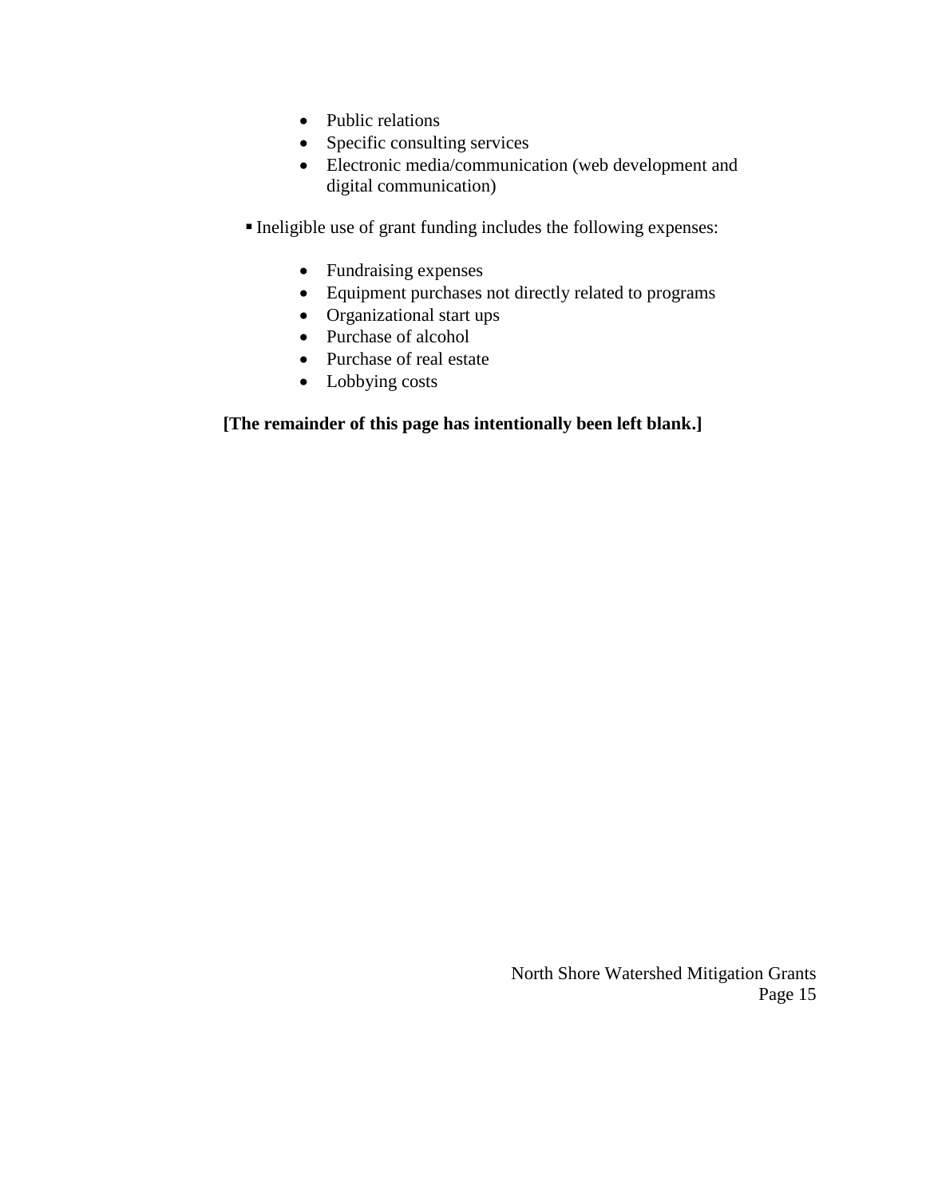- Public relations
- Specific consulting services
- Electronic media/communication (web development and digital communication)

▪ Ineligible use of grant funding includes the following expenses:

- Fundraising expenses
- Equipment purchases not directly related to programs
- Organizational start ups
- Purchase of alcohol
- Purchase of real estate
- Lobbying costs

**[The remainder of this page has intentionally been left blank.]**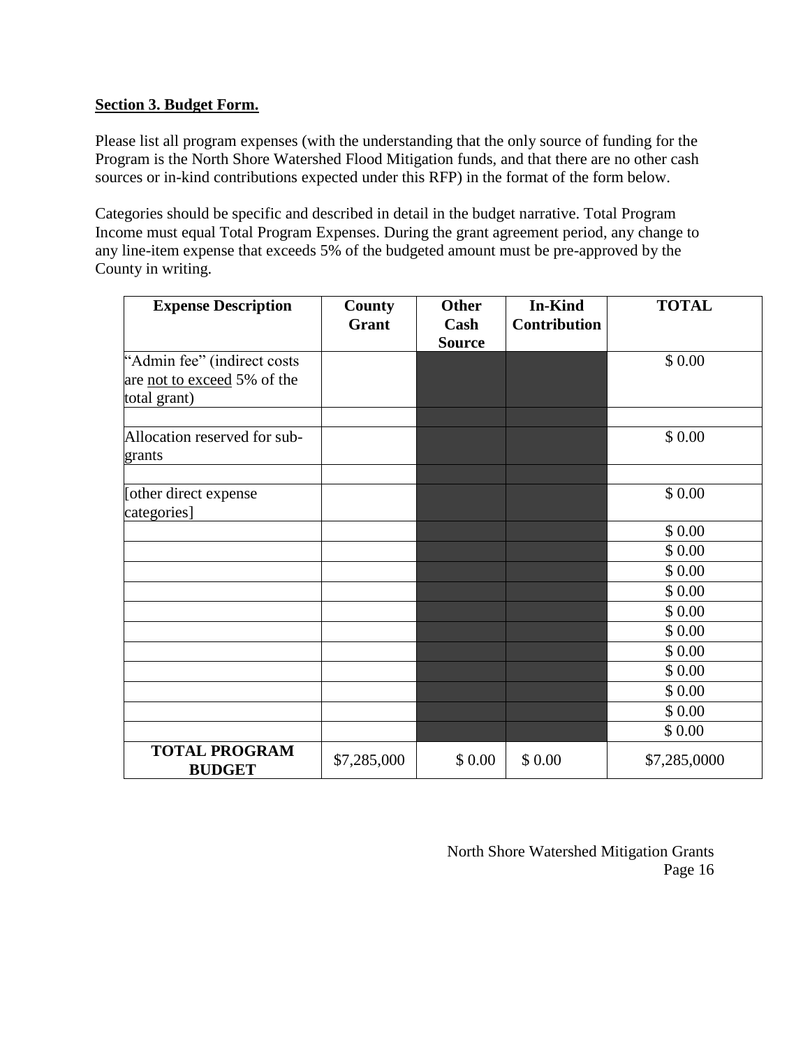**Section 3. Budget Form.**

Please list all program expenses (with the understanding that the only source of funding for the Program is the North Shore Watershed Flood Mitigation funds, and that there are no other cash sources or in-kind contributions expected under this RFP) in the format of the form below.

Categories should be specific and described in detail in the budget narrative. Total Program Income must equal Total Program Expenses. During the grant agreement period, any change to any line-item expense that exceeds 5% of the budgeted amount must be pre-approved by the County in writing.

| Expense Description | County Grant | Other Cash Source | In-Kind Contribution | TOTAL |
|---|---|---|---|---|
| "Admin fee" (indirect costs are not to exceed 5% of the total grant) | | | | $ 0.00 |
| | | | | |
| Allocation reserved for sub-grants | | | | $ 0.00 |
| | | | | |
| [other direct expense categories] | | | | $ 0.00 |
| | | | | $ 0.00 |
| | | | | $ 0.00 |
| | | | | $ 0.00 |
| | | | | $ 0.00 |
| | | | | $ 0.00 |
| | | | | $ 0.00 |
| | | | | $ 0.00 |
| | | | | $ 0.00 |
| | | | | $ 0.00 |
| | | | | $ 0.00 |
| | | | | $ 0.00 |
| **TOTAL PROGRAM BUDGET** | $7,285,000 | $ 0.00 | $ 0.00 | $7,285,0000 |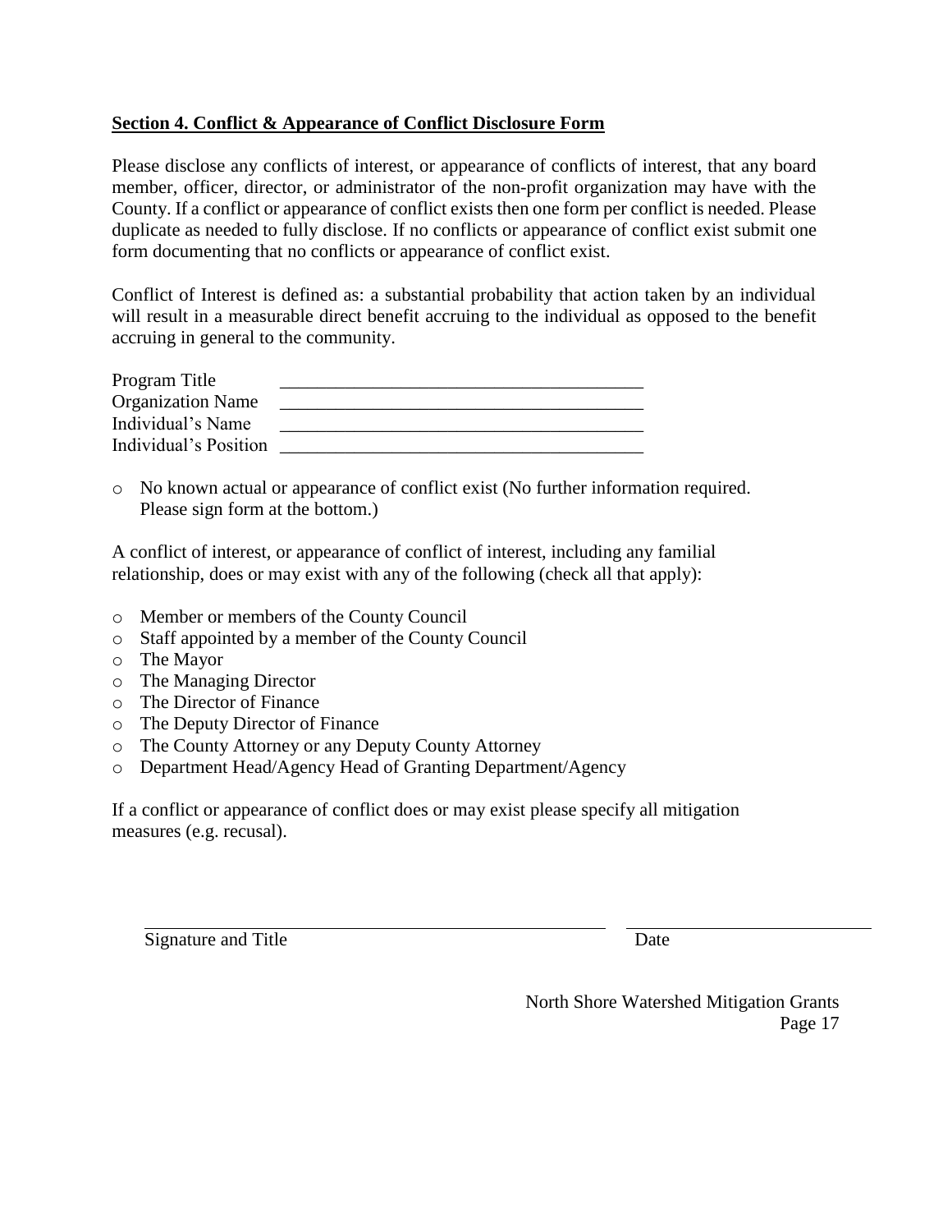**Section 4. Conflict & Appearance of Conflict Disclosure Form**

Please disclose any conflicts of interest, or appearance of conflicts of interest, that any board member, officer, director, or administrator of the non-profit organization may have with the County. If a conflict or appearance of conflict exists then one form per conflict is needed. Please duplicate as needed to fully disclose. If no conflicts or appearance of conflict exist submit one form documenting that no conflicts or appearance of conflict exist.

Conflict of Interest is defined as: a substantial probability that action taken by an individual will result in a measurable direct benefit accruing to the individual as opposed to the benefit accruing in general to the community.

Program Title ________________________________________

Organization Name ________________________________________

Individual's Name ________________________________________

Individual's Position ________________________________________

- ○ No known actual or appearance of conflict exist (No further information required. Please sign form at the bottom.)

A conflict of interest, or appearance of conflict of interest, including any familial relationship, does or may exist with any of the following (check all that apply):

- ○ Member or members of the County Council
- ○ Staff appointed by a member of the County Council
- ○ The Mayor
- ○ The Managing Director
- ○ The Director of Finance
- ○ The Deputy Director of Finance
- ○ The County Attorney or any Deputy County Attorney
- ○ Department Head/Agency Head of Granting Department/Agency

If a conflict or appearance of conflict does or may exist please specify all mitigation measures (e.g. recusal).

_______________________________________________ _____________________________

Signature and Title Date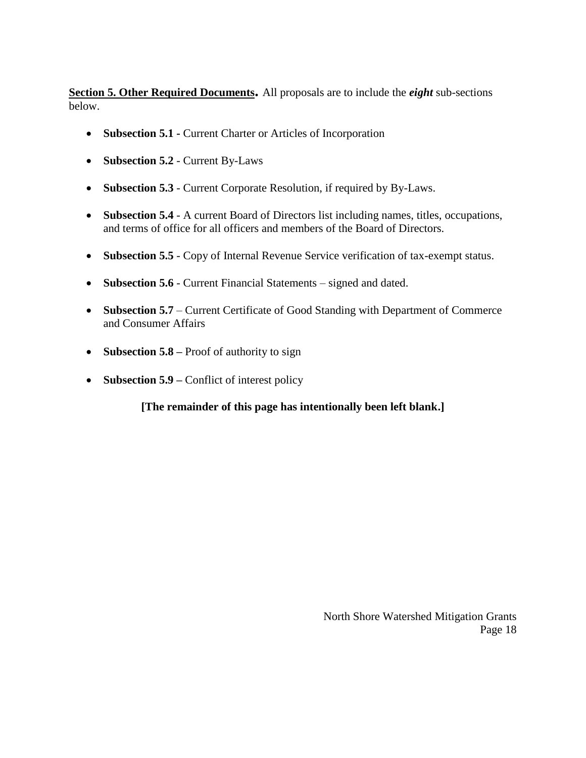**<u>Section 5. Other Required Documents</u>.** All proposals are to include the ***eight*** sub-sections below.

- **Subsection 5.1** - Current Charter or Articles of Incorporation
- **Subsection 5.2** - Current By-Laws
- **Subsection 5.3** - Current Corporate Resolution, if required by By-Laws.
- **Subsection 5.4** - A current Board of Directors list including names, titles, occupations, and terms of office for all officers and members of the Board of Directors.
- **Subsection 5.5** - Copy of Internal Revenue Service verification of tax-exempt status.
- **Subsection 5.6** - Current Financial Statements – signed and dated.
- **Subsection 5.7** – Current Certificate of Good Standing with Department of Commerce and Consumer Affairs
- **Subsection 5.8 –** Proof of authority to sign
- **Subsection 5.9 –** Conflict of interest policy

**[The remainder of this page has intentionally been left blank.]**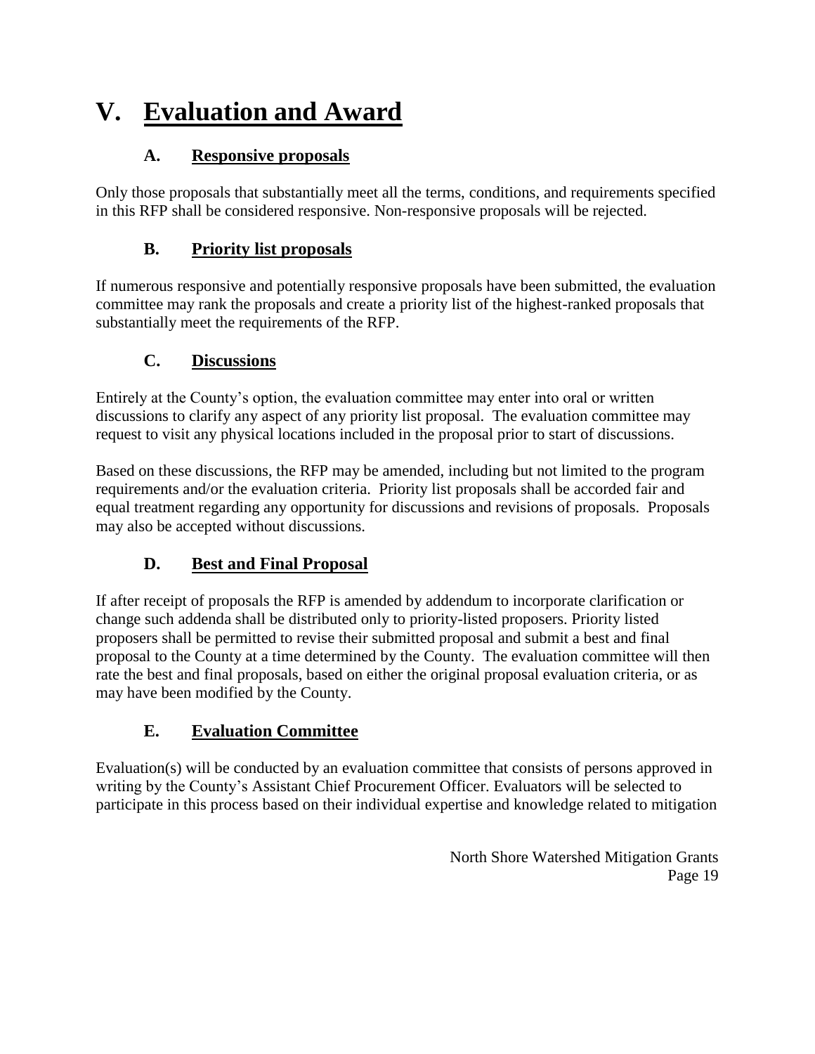# V. Evaluation and Award

## A. Responsive proposals

Only those proposals that substantially meet all the terms, conditions, and requirements specified in this RFP shall be considered responsive. Non-responsive proposals will be rejected.

## B. Priority list proposals

If numerous responsive and potentially responsive proposals have been submitted, the evaluation committee may rank the proposals and create a priority list of the highest-ranked proposals that substantially meet the requirements of the RFP.

## C. Discussions

Entirely at the County's option, the evaluation committee may enter into oral or written discussions to clarify any aspect of any priority list proposal. The evaluation committee may request to visit any physical locations included in the proposal prior to start of discussions.

Based on these discussions, the RFP may be amended, including but not limited to the program requirements and/or the evaluation criteria. Priority list proposals shall be accorded fair and equal treatment regarding any opportunity for discussions and revisions of proposals. Proposals may also be accepted without discussions.

## D. Best and Final Proposal

If after receipt of proposals the RFP is amended by addendum to incorporate clarification or change such addenda shall be distributed only to priority-listed proposers. Priority listed proposers shall be permitted to revise their submitted proposal and submit a best and final proposal to the County at a time determined by the County. The evaluation committee will then rate the best and final proposals, based on either the original proposal evaluation criteria, or as may have been modified by the County.

## E. Evaluation Committee

Evaluation(s) will be conducted by an evaluation committee that consists of persons approved in writing by the County's Assistant Chief Procurement Officer. Evaluators will be selected to participate in this process based on their individual expertise and knowledge related to mitigation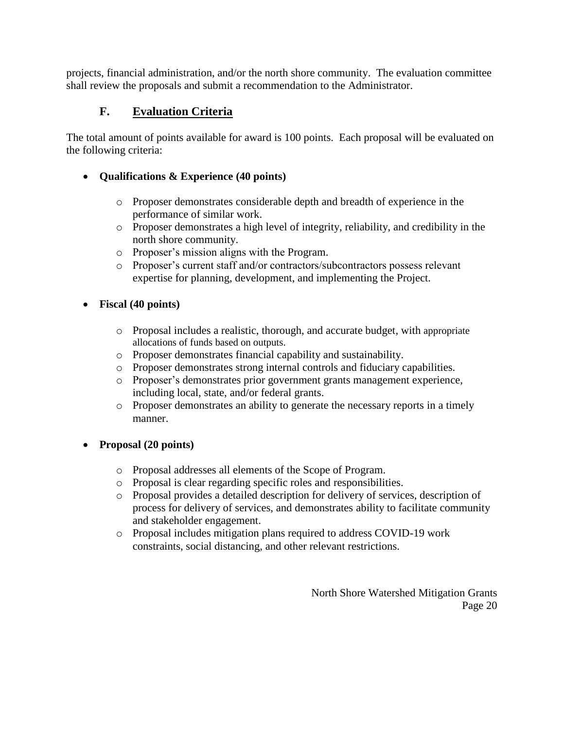projects, financial administration, and/or the north shore community. The evaluation committee shall review the proposals and submit a recommendation to the Administrator.

### F. Evaluation Criteria

The total amount of points available for award is 100 points. Each proposal will be evaluated on the following criteria:

- **Qualifications & Experience (40 points)**
  - Proposer demonstrates considerable depth and breadth of experience in the performance of similar work.
  - Proposer demonstrates a high level of integrity, reliability, and credibility in the north shore community.
  - Proposer's mission aligns with the Program.
  - Proposer's current staff and/or contractors/subcontractors possess relevant expertise for planning, development, and implementing the Project.

- **Fiscal (40 points)**
  - Proposal includes a realistic, thorough, and accurate budget, with appropriate allocations of funds based on outputs.
  - Proposer demonstrates financial capability and sustainability.
  - Proposer demonstrates strong internal controls and fiduciary capabilities.
  - Proposer's demonstrates prior government grants management experience, including local, state, and/or federal grants.
  - Proposer demonstrates an ability to generate the necessary reports in a timely manner.

- **Proposal (20 points)**
  - Proposal addresses all elements of the Scope of Program.
  - Proposal is clear regarding specific roles and responsibilities.
  - Proposal provides a detailed description for delivery of services, description of process for delivery of services, and demonstrates ability to facilitate community and stakeholder engagement.
  - Proposal includes mitigation plans required to address COVID-19 work constraints, social distancing, and other relevant restrictions.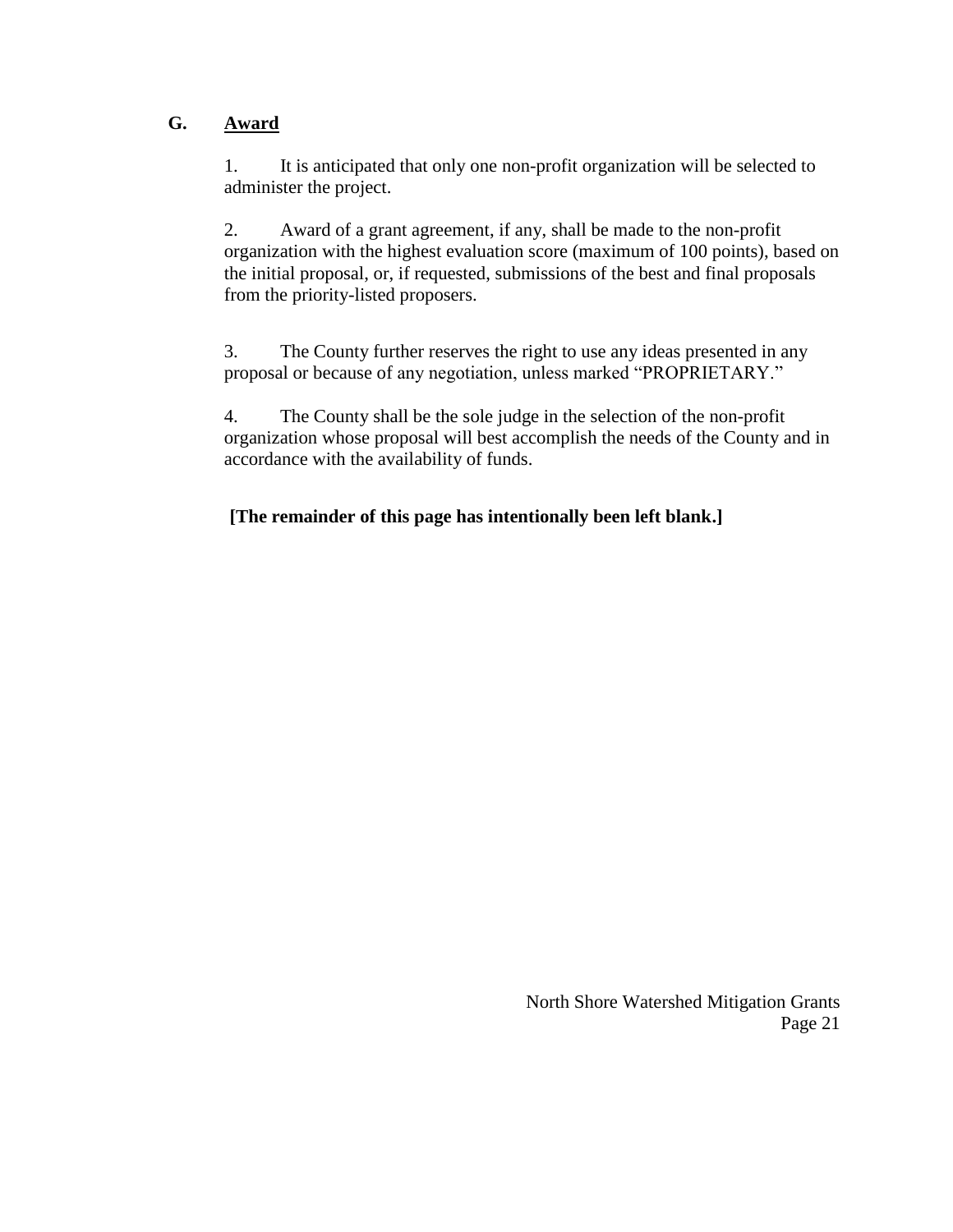## G. Award

1. It is anticipated that only one non-profit organization will be selected to administer the project.

2. Award of a grant agreement, if any, shall be made to the non-profit organization with the highest evaluation score (maximum of 100 points), based on the initial proposal, or, if requested, submissions of the best and final proposals from the priority-listed proposers.

3. The County further reserves the right to use any ideas presented in any proposal or because of any negotiation, unless marked "PROPRIETARY."

4. The County shall be the sole judge in the selection of the non-profit organization whose proposal will best accomplish the needs of the County and in accordance with the availability of funds.

**[The remainder of this page has intentionally been left blank.]**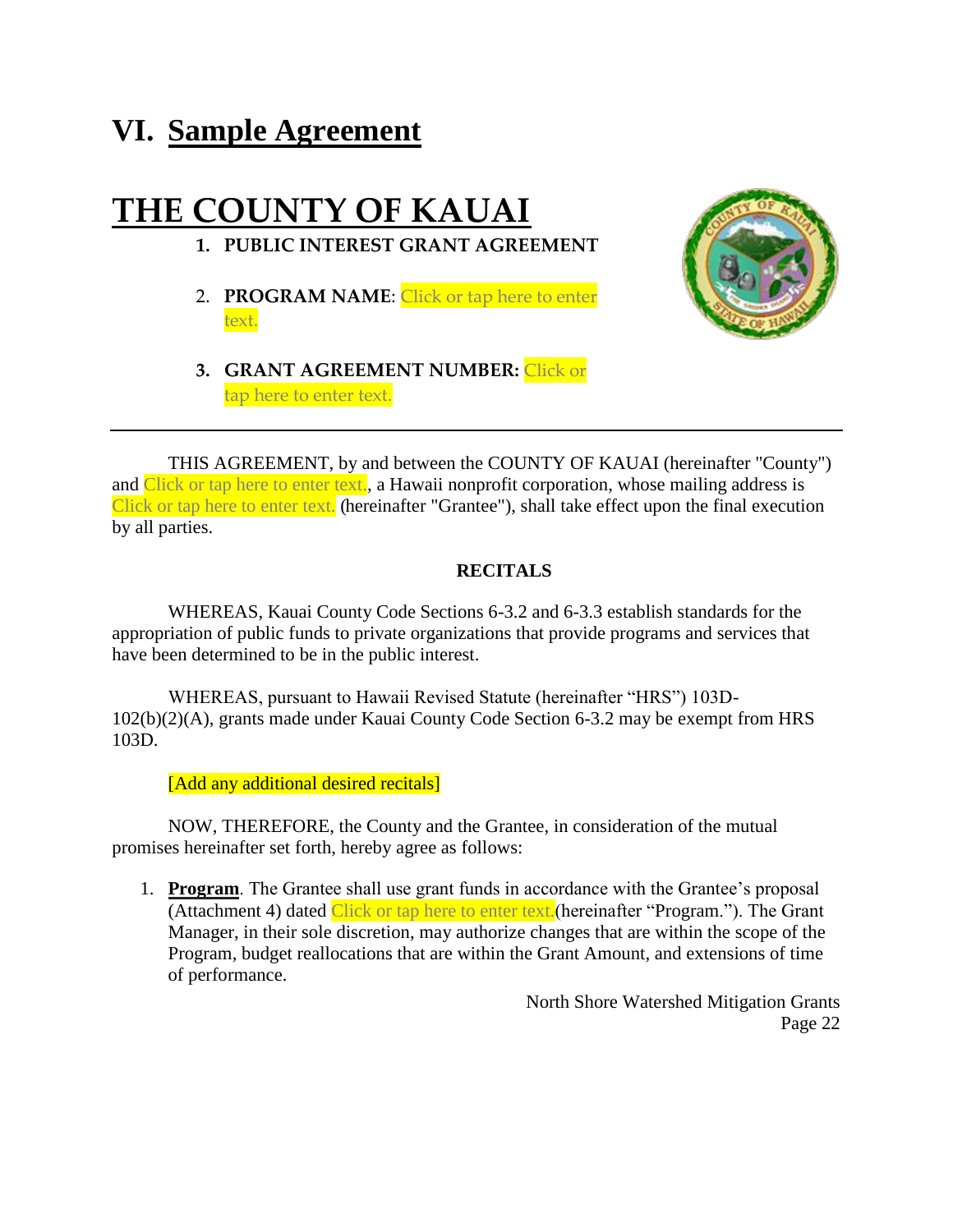# VI. Sample Agreement

# THE COUNTY OF KAUAI

1. **PUBLIC INTEREST GRANT AGREEMENT**

2. **PROGRAM NAME**: Click or tap here to enter text.

3. **GRANT AGREEMENT NUMBER:** Click or tap here to enter text.

---

THIS AGREEMENT, by and between the COUNTY OF KAUAI (hereinafter "County") and Click or tap here to enter text., a Hawaii nonprofit corporation, whose mailing address is Click or tap here to enter text. (hereinafter "Grantee"), shall take effect upon the final execution by all parties.

**RECITALS**

WHEREAS, Kauai County Code Sections 6-3.2 and 6-3.3 establish standards for the appropriation of public funds to private organizations that provide programs and services that have been determined to be in the public interest.

WHEREAS, pursuant to Hawaii Revised Statute (hereinafter "HRS") 103D-102(b)(2)(A), grants made under Kauai County Code Section 6-3.2 may be exempt from HRS 103D.

[Add any additional desired recitals]

NOW, THEREFORE, the County and the Grantee, in consideration of the mutual promises hereinafter set forth, hereby agree as follows:

1. **Program**. The Grantee shall use grant funds in accordance with the Grantee's proposal (Attachment 4) dated Click or tap here to enter text.(hereinafter "Program."). The Grant Manager, in their sole discretion, may authorize changes that are within the scope of the Program, budget reallocations that are within the Grant Amount, and extensions of time of performance.

North Shore Watershed Mitigation Grants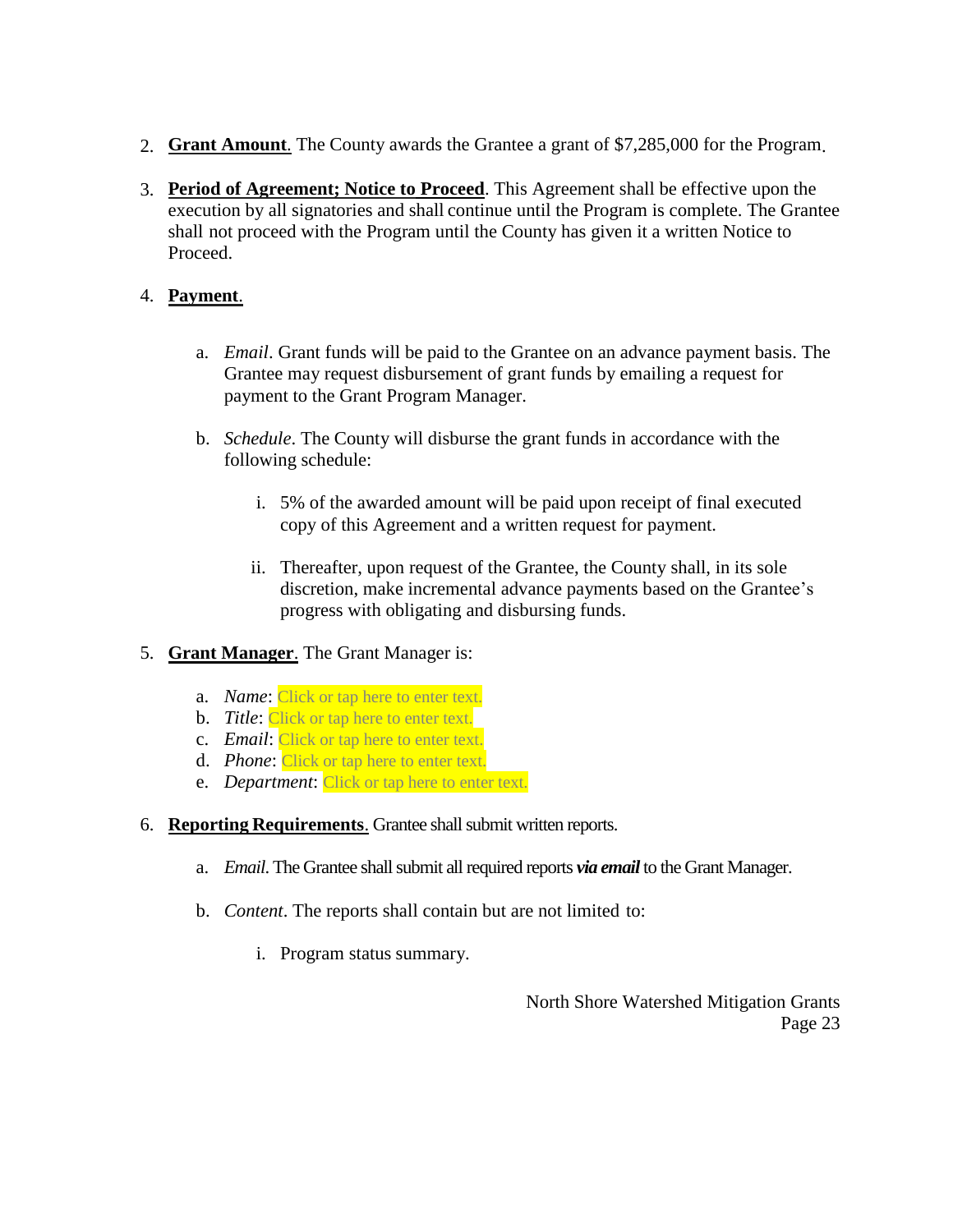2. **Grant Amount**. The County awards the Grantee a grant of $7,285,000 for the Program.

3. **Period of Agreement; Notice to Proceed**. This Agreement shall be effective upon the execution by all signatories and shall continue until the Program is complete. The Grantee shall not proceed with the Program until the County has given it a written Notice to Proceed.

4. **Payment**.

   a. *Email*. Grant funds will be paid to the Grantee on an advance payment basis. The Grantee may request disbursement of grant funds by emailing a request for payment to the Grant Program Manager.

   b. *Schedule*. The County will disburse the grant funds in accordance with the following schedule:

      i. 5% of the awarded amount will be paid upon receipt of final executed copy of this Agreement and a written request for payment.

      ii. Thereafter, upon request of the Grantee, the County shall, in its sole discretion, make incremental advance payments based on the Grantee's progress with obligating and disbursing funds.

5. **Grant Manager**. The Grant Manager is:

   a. *Name*: Click or tap here to enter text.
   b. *Title*: Click or tap here to enter text.
   c. *Email*: Click or tap here to enter text.
   d. *Phone*: Click or tap here to enter text.
   e. *Department*: Click or tap here to enter text.

6. **Reporting Requirements**. Grantee shall submit written reports.

   a. *Email*. The Grantee shall submit all required reports ***via email*** to the Grant Manager.

   b. *Content*. The reports shall contain but are not limited to:

      i. Program status summary.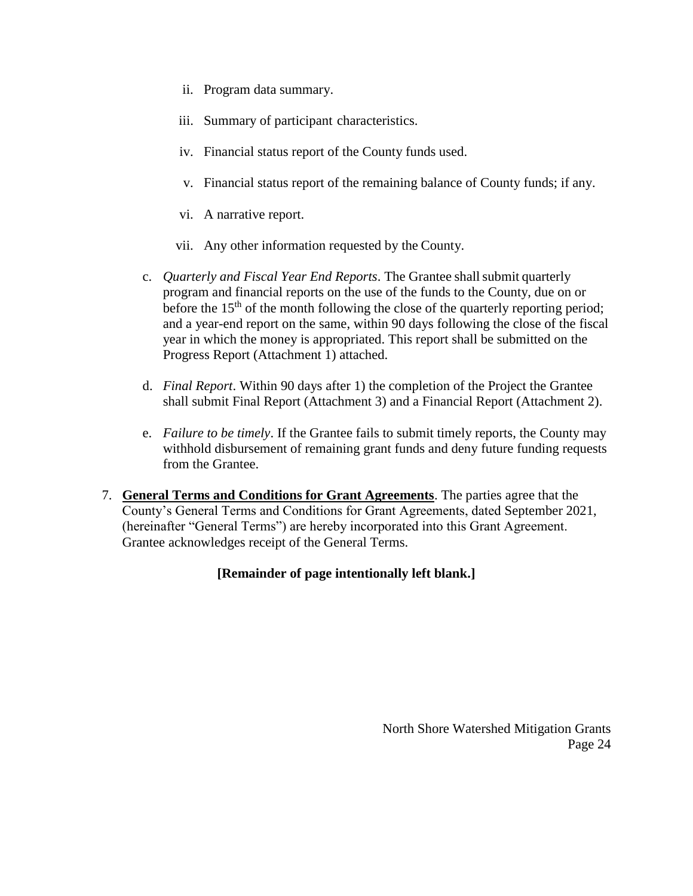ii. Program data summary.

iii. Summary of participant characteristics.

iv. Financial status report of the County funds used.

v. Financial status report of the remaining balance of County funds; if any.

vi. A narrative report.

vii. Any other information requested by the County.

c. *Quarterly and Fiscal Year End Reports*. The Grantee shall submit quarterly program and financial reports on the use of the funds to the County, due on or before the 15th of the month following the close of the quarterly reporting period; and a year-end report on the same, within 90 days following the close of the fiscal year in which the money is appropriated. This report shall be submitted on the Progress Report (Attachment 1) attached.

d. *Final Report*. Within 90 days after 1) the completion of the Project the Grantee shall submit Final Report (Attachment 3) and a Financial Report (Attachment 2).

e. *Failure to be timely*. If the Grantee fails to submit timely reports, the County may withhold disbursement of remaining grant funds and deny future funding requests from the Grantee.

7. **General Terms and Conditions for Grant Agreements**. The parties agree that the County's General Terms and Conditions for Grant Agreements, dated September 2021, (hereinafter "General Terms") are hereby incorporated into this Grant Agreement. Grantee acknowledges receipt of the General Terms.

**[Remainder of page intentionally left blank.]**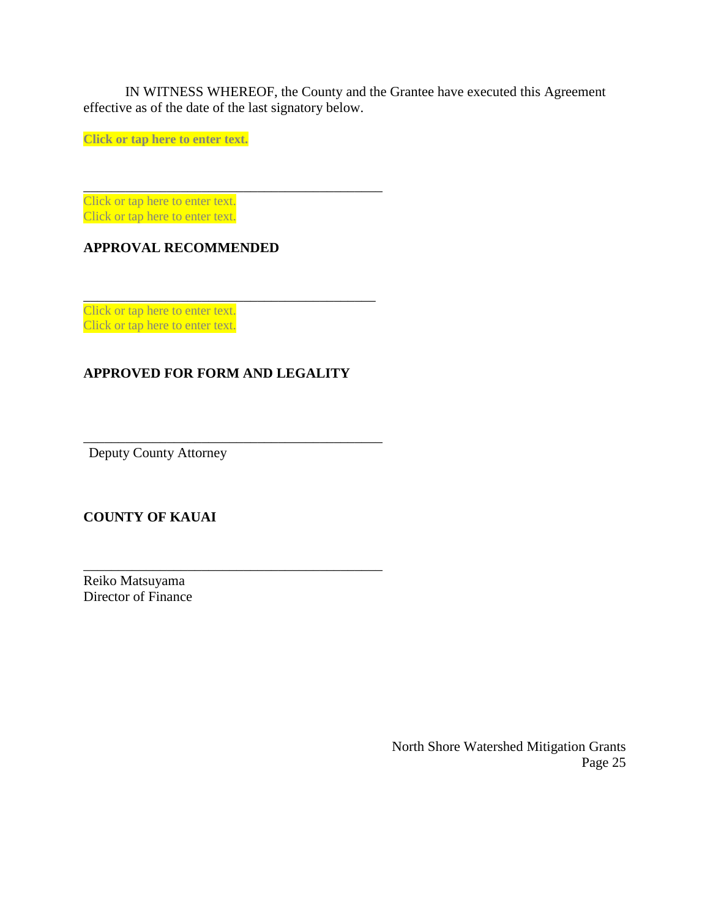IN WITNESS WHEREOF, the County and the Grantee have executed this Agreement effective as of the date of the last signatory below.

**Click or tap here to enter text.**

\_\_\_\_\_\_\_\_\_\_\_\_\_\_\_\_\_\_\_\_\_\_\_\_\_\_\_\_\_\_\_\_\_\_\_\_\_\_\_\_\_\_\_\_
Click or tap here to enter text.
Click or tap here to enter text.

**APPROVAL RECOMMENDED**

\_\_\_\_\_\_\_\_\_\_\_\_\_\_\_\_\_\_\_\_\_\_\_\_\_\_\_\_\_\_\_\_\_\_\_\_\_\_\_\_\_\_\_\_
Click or tap here to enter text.
Click or tap here to enter text.

**APPROVED FOR FORM AND LEGALITY**

\_\_\_\_\_\_\_\_\_\_\_\_\_\_\_\_\_\_\_\_\_\_\_\_\_\_\_\_\_\_\_\_\_\_\_\_\_\_\_\_\_\_\_\_
Deputy County Attorney

**COUNTY OF KAUAI**

\_\_\_\_\_\_\_\_\_\_\_\_\_\_\_\_\_\_\_\_\_\_\_\_\_\_\_\_\_\_\_\_\_\_\_\_\_\_\_\_\_\_\_\_
Reiko Matsuyama
Director of Finance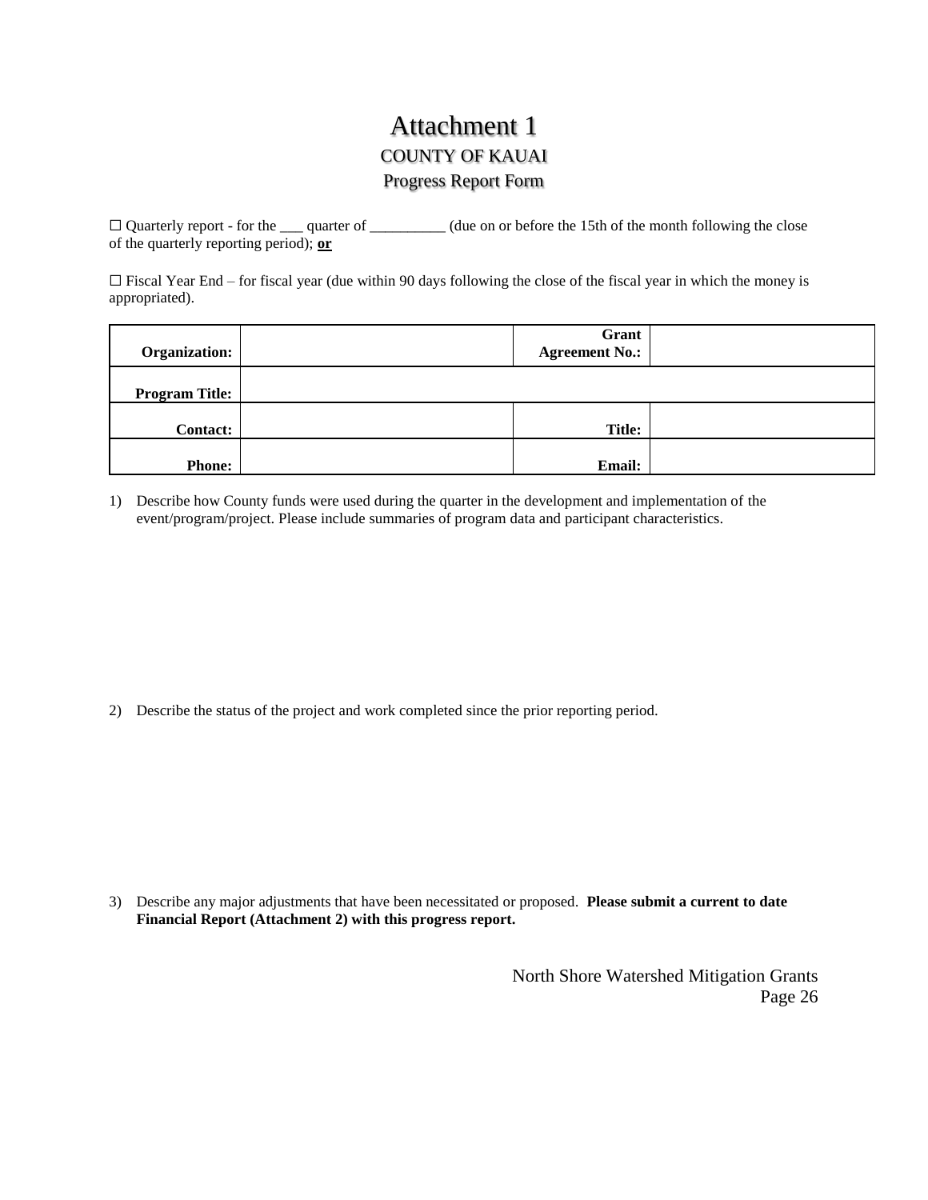# Attachment 1

## COUNTY OF KAUAI

## Progress Report Form

☐ Quarterly report - for the ___ quarter of __________ (due on or before the 15th of the month following the close of the quarterly reporting period); **<u>or</u>**

☐ Fiscal Year End – for fiscal year (due within 90 days following the close of the fiscal year in which the money is appropriated).

| **Organization:** | | **Grant Agreement No.:** | |
|---|---|---|---|
| **Program Title:** | | | |
| **Contact:** | | **Title:** | |
| **Phone:** | | **Email:** | |

1) Describe how County funds were used during the quarter in the development and implementation of the event/program/project. Please include summaries of program data and participant characteristics.

2) Describe the status of the project and work completed since the prior reporting period.

3) Describe any major adjustments that have been necessitated or proposed. **Please submit a current to date Financial Report (Attachment 2) with this progress report.**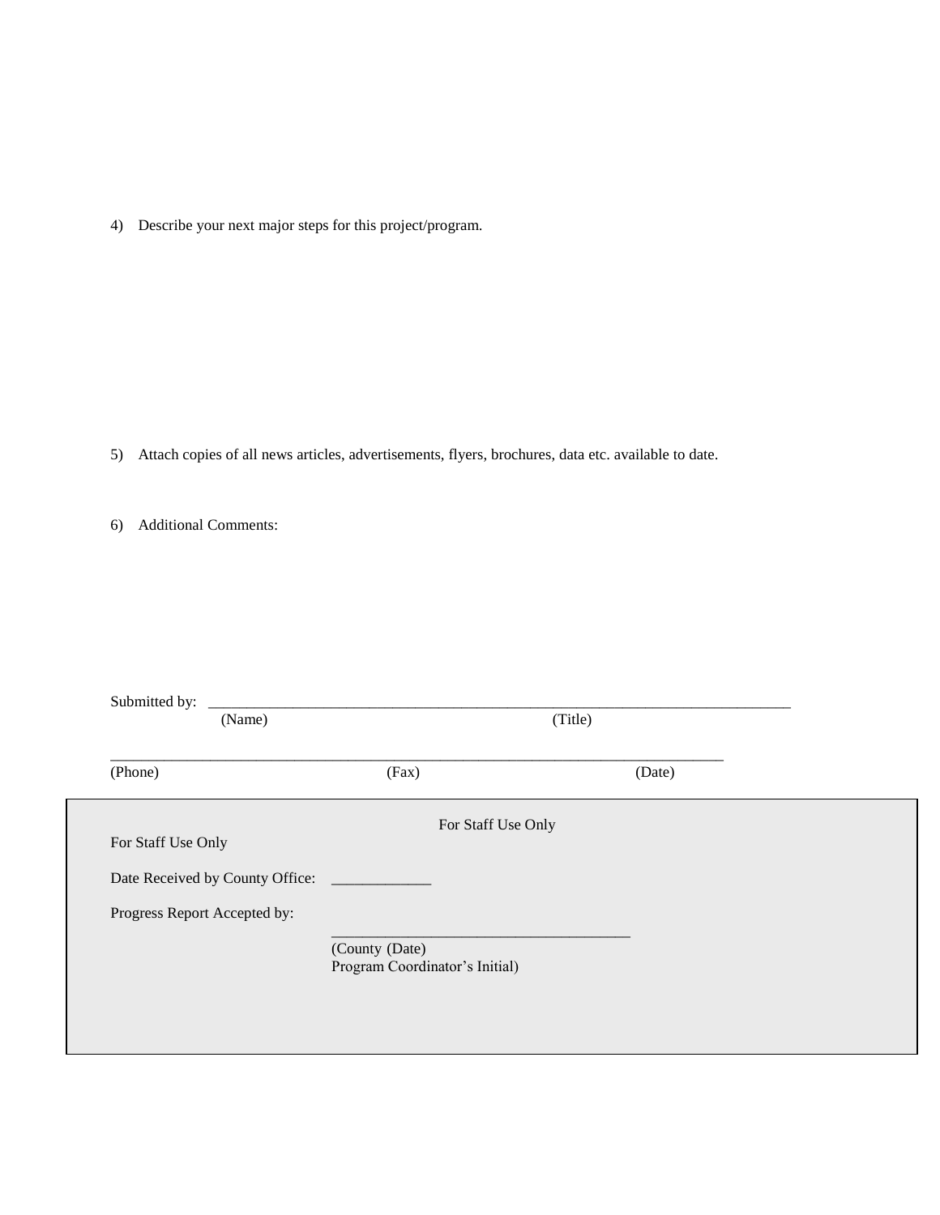4) Describe your next major steps for this project/program.

5) Attach copies of all news articles, advertisements, flyers, brochures, data etc. available to date.

6) Additional Comments:

Submitted by: ___________________________________________________________________________
(Name) (Title)

___________________________________________________________________________
(Phone) (Fax) (Date)

For Staff Use Only

For Staff Use Only

Date Received by County Office: _____________

Progress Report Accepted by:

_____________________________________
(County (Date)
Program Coordinator's Initial)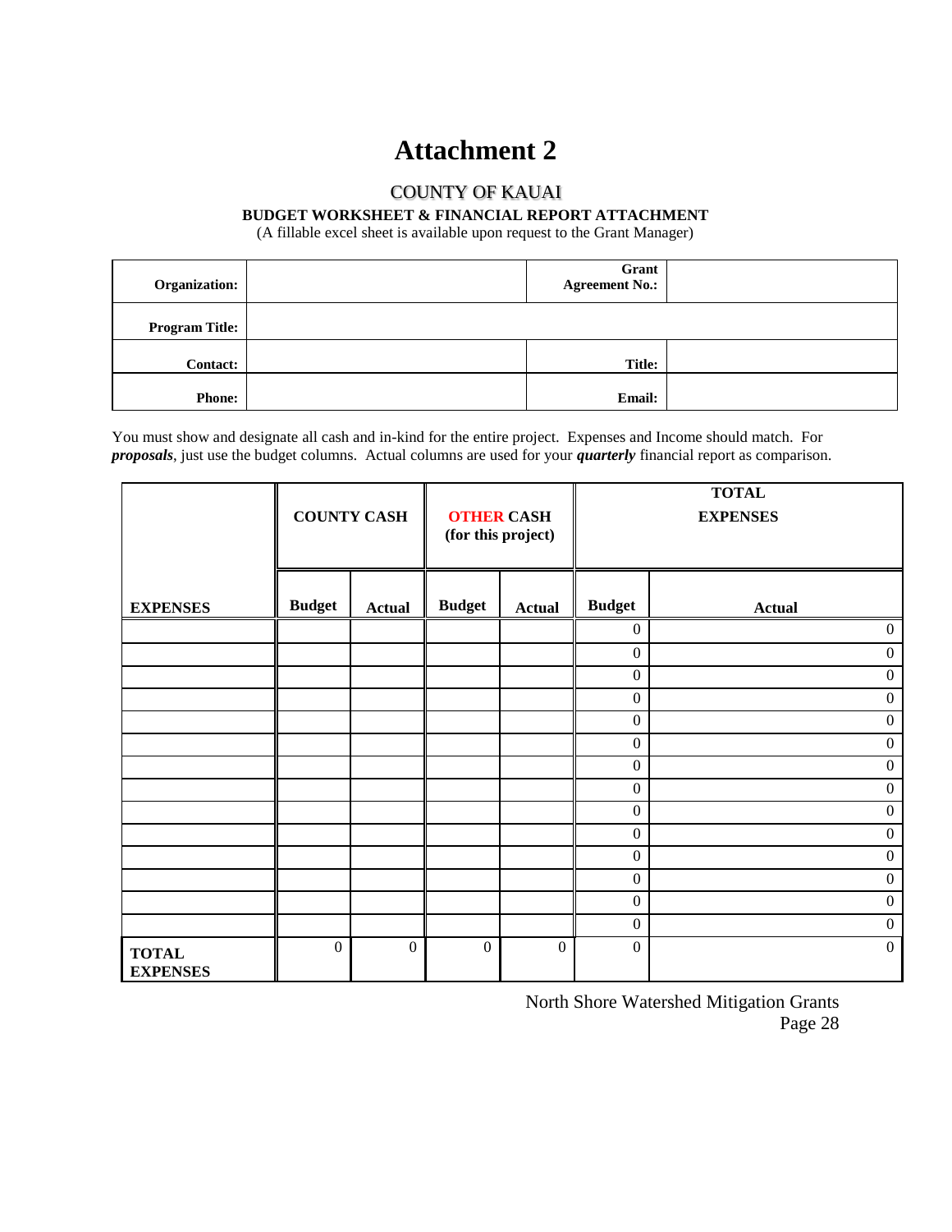# Attachment 2

COUNTY OF KAUAI

**BUDGET WORKSHEET & FINANCIAL REPORT ATTACHMENT**

(A fillable excel sheet is available upon request to the Grant Manager)

| **Organization:** | | **Grant Agreement No.:** | |
|---|---|---|---|
| **Program Title:** | | | |
| **Contact:** | | **Title:** | |
| **Phone:** | | **Email:** | |

You must show and designate all cash and in-kind for the entire project. Expenses and Income should match. For ***proposals***, just use the budget columns. Actual columns are used for your ***quarterly*** financial report as comparison.

| | **COUNTY CASH** | | **OTHER CASH (for this project)** | | **TOTAL EXPENSES** | |
|---|---|---|---|---|---|---|
| **EXPENSES** | **Budget** | **Actual** | **Budget** | **Actual** | **Budget** | **Actual** |
| | | | | | 0 | 0 |
| | | | | | 0 | 0 |
| | | | | | 0 | 0 |
| | | | | | 0 | 0 |
| | | | | | 0 | 0 |
| | | | | | 0 | 0 |
| | | | | | 0 | 0 |
| | | | | | 0 | 0 |
| | | | | | 0 | 0 |
| | | | | | 0 | 0 |
| | | | | | 0 | 0 |
| | | | | | 0 | 0 |
| | | | | | 0 | 0 |
| | | | | | 0 | 0 |
| **TOTAL EXPENSES** | 0 | 0 | 0 | 0 | 0 | 0 |

North Shore Watershed Mitigation Grants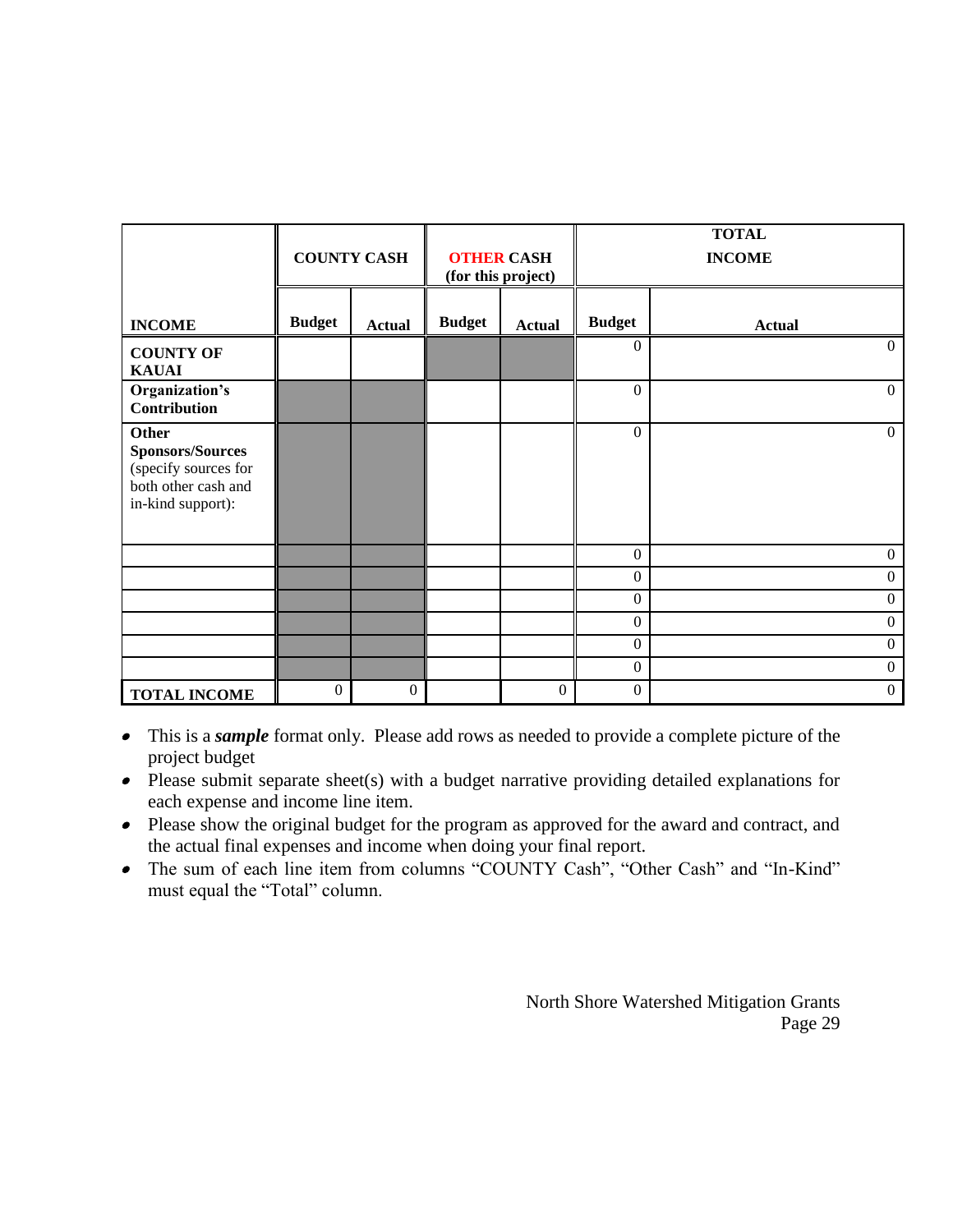| INCOME | COUNTY CASH | | OTHER CASH (for this project) | | TOTAL INCOME | |
|---|---|---|---|---|---|---|
| | Budget | Actual | Budget | Actual | Budget | Actual |
| **COUNTY OF KAUAI** | | | | | 0 | 0 |
| **Organization's Contribution** | | | | | 0 | 0 |
| **Other Sponsors/Sources** (specify sources for both other cash and in-kind support): | | | | | 0 | 0 |
| | | | | | 0 | 0 |
| | | | | | 0 | 0 |
| | | | | | 0 | 0 |
| | | | | | 0 | 0 |
| | | | | | 0 | 0 |
| | | | | | 0 | 0 |
| **TOTAL INCOME** | 0 | 0 | | 0 | 0 | 0 |

- This is a ***sample*** format only. Please add rows as needed to provide a complete picture of the project budget
- Please submit separate sheet(s) with a budget narrative providing detailed explanations for each expense and income line item.
- Please show the original budget for the program as approved for the award and contract, and the actual final expenses and income when doing your final report.
- The sum of each line item from columns "COUNTY Cash", "Other Cash" and "In-Kind" must equal the "Total" column.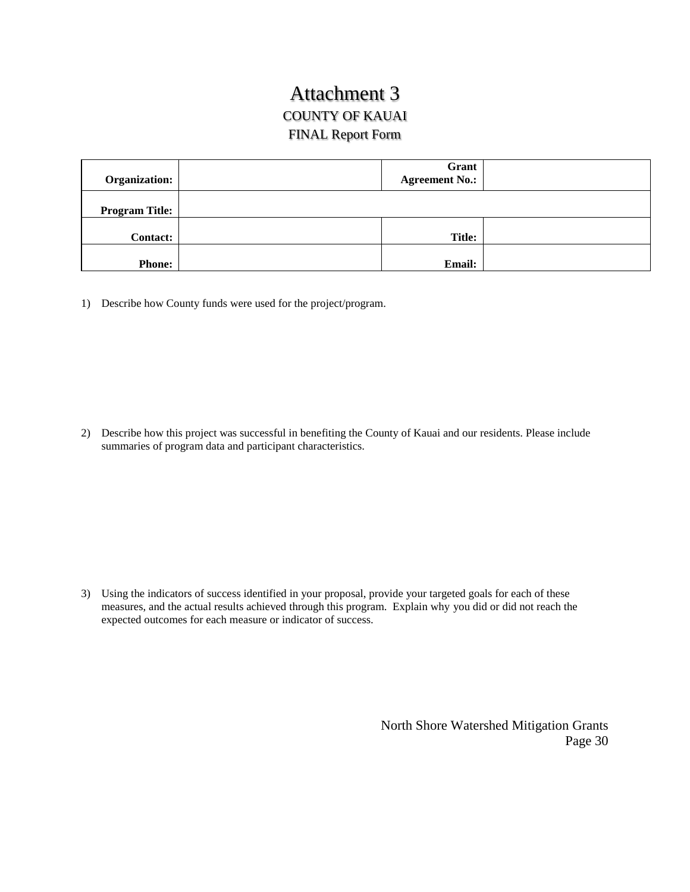# Attachment 3

## COUNTY OF KAUAI

### FINAL Report Form

| **Organization:** | | **Grant Agreement No.:** | |
|---|---|---|---|
| **Program Title:** | | | |
| **Contact:** | | **Title:** | |
| **Phone:** | | **Email:** | |

1) Describe how County funds were used for the project/program.

2) Describe how this project was successful in benefiting the County of Kauai and our residents. Please include summaries of program data and participant characteristics.

3) Using the indicators of success identified in your proposal, provide your targeted goals for each of these measures, and the actual results achieved through this program. Explain why you did or did not reach the expected outcomes for each measure or indicator of success.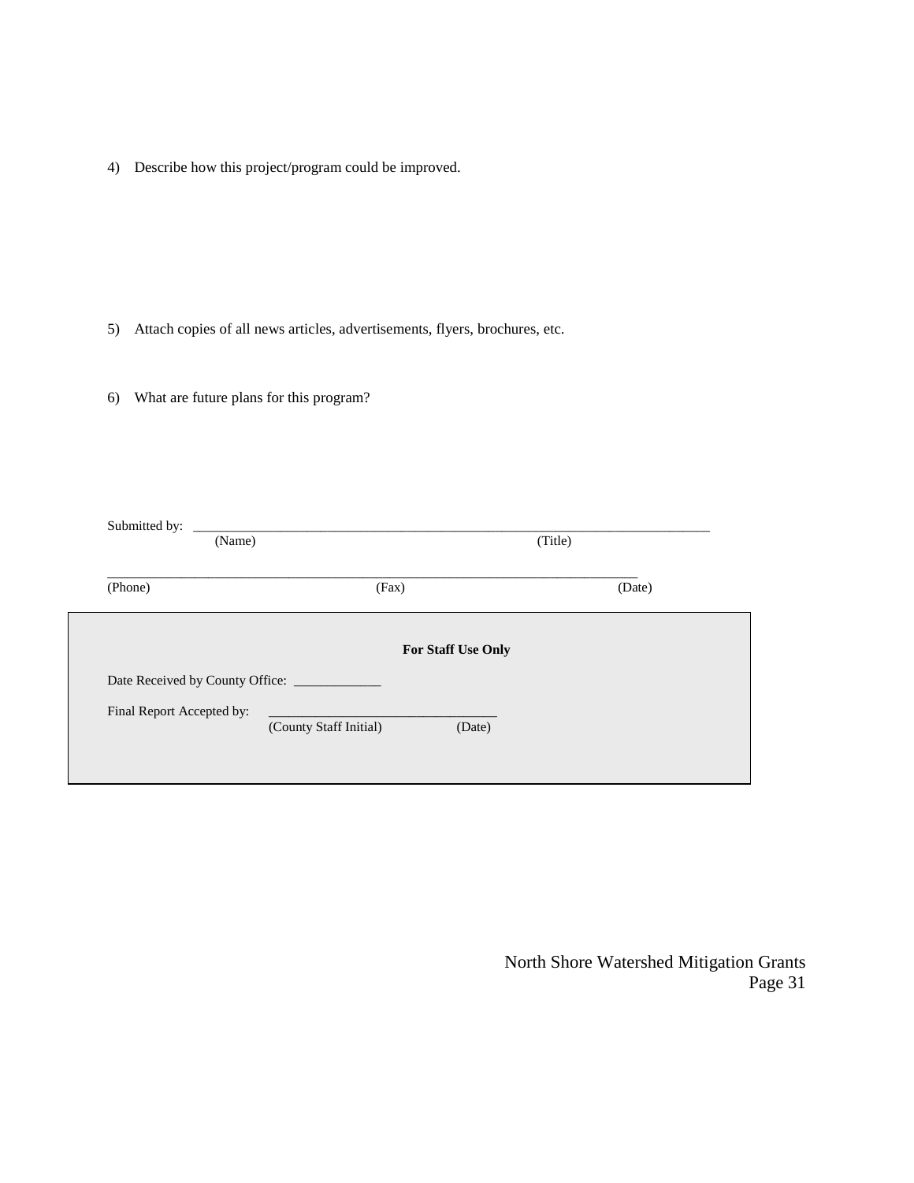4) Describe how this project/program could be improved.

5) Attach copies of all news articles, advertisements, flyers, brochures, etc.

6) What are future plans for this program?

Submitted by: \_\_\_\_\_\_\_\_\_\_\_\_\_\_\_\_\_\_\_\_\_\_\_\_\_\_\_\_\_\_\_\_\_\_\_\_\_\_\_\_\_\_\_\_\_\_\_\_\_\_\_\_\_\_\_\_\_\_\_\_\_\_\_\_\_\_\_\_\_\_\_\_\_\_
(Name) (Title)

\_\_\_\_\_\_\_\_\_\_\_\_\_\_\_\_\_\_\_\_\_\_\_\_\_\_\_\_\_\_\_\_\_\_\_\_\_\_\_\_\_\_\_\_\_\_\_\_\_\_\_\_\_\_\_\_\_\_\_\_\_\_\_\_\_\_\_\_\_\_\_\_\_\_\_\_\_\_
(Phone) (Fax) (Date)

---

**For Staff Use Only**

Date Received by County Office: \_\_\_\_\_\_\_\_\_\_\_\_\_

Final Report Accepted by: \_\_\_\_\_\_\_\_\_\_\_\_\_\_\_\_\_\_\_\_\_\_\_\_\_\_\_\_\_\_\_\_\_
(County Staff Initial) (Date)

---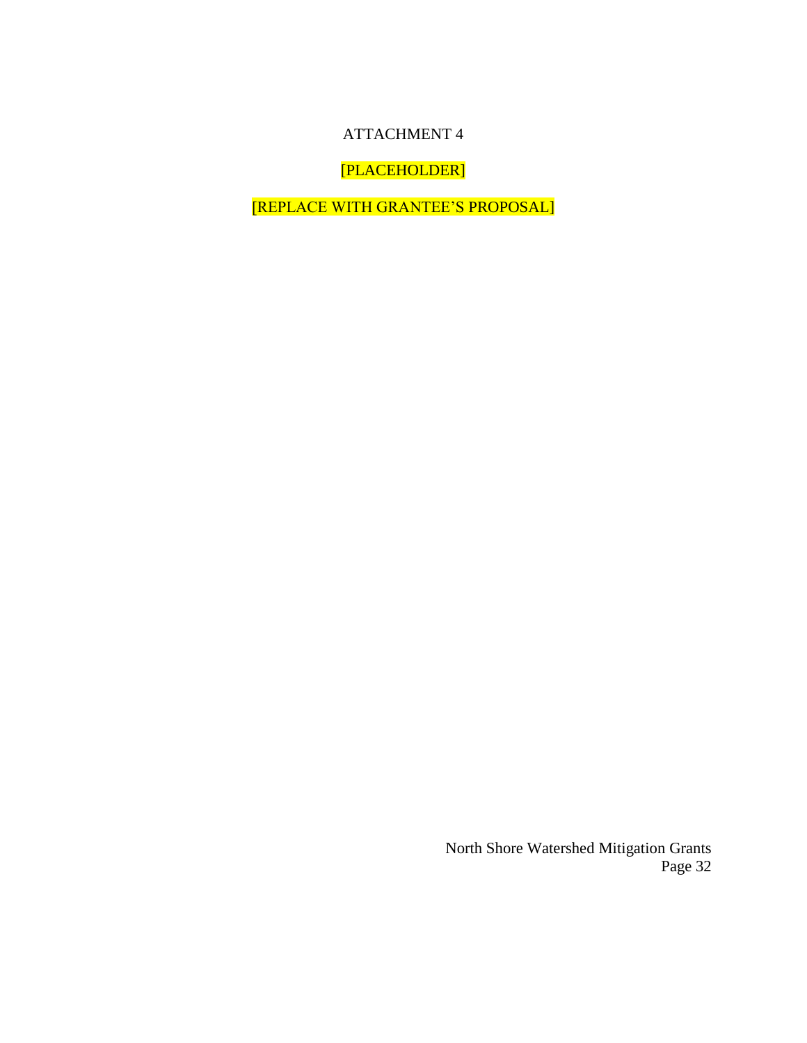ATTACHMENT 4

[PLACEHOLDER]

[REPLACE WITH GRANTEE'S PROPOSAL]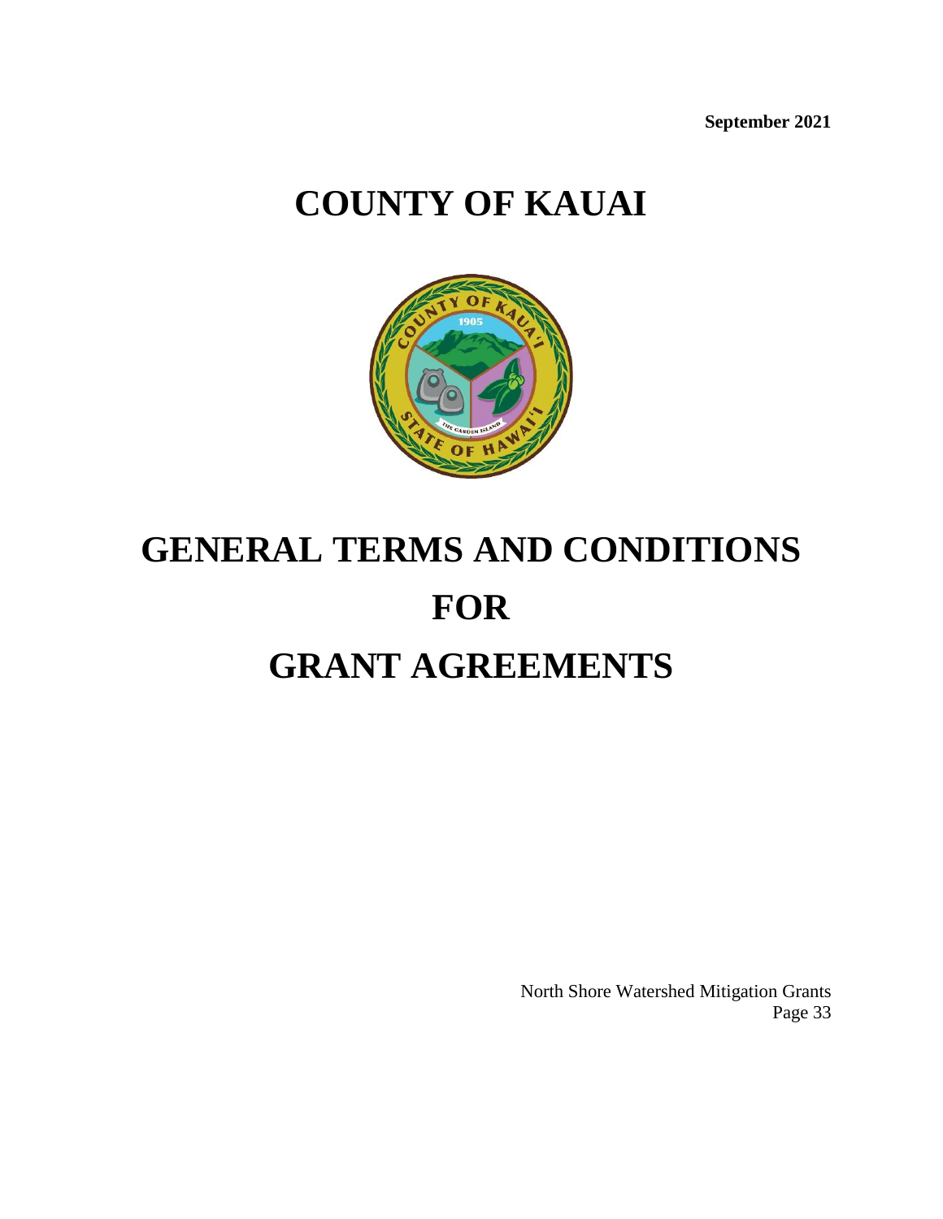**September 2021**

# COUNTY OF KAUAI

# GENERAL TERMS AND CONDITIONS FOR GRANT AGREEMENTS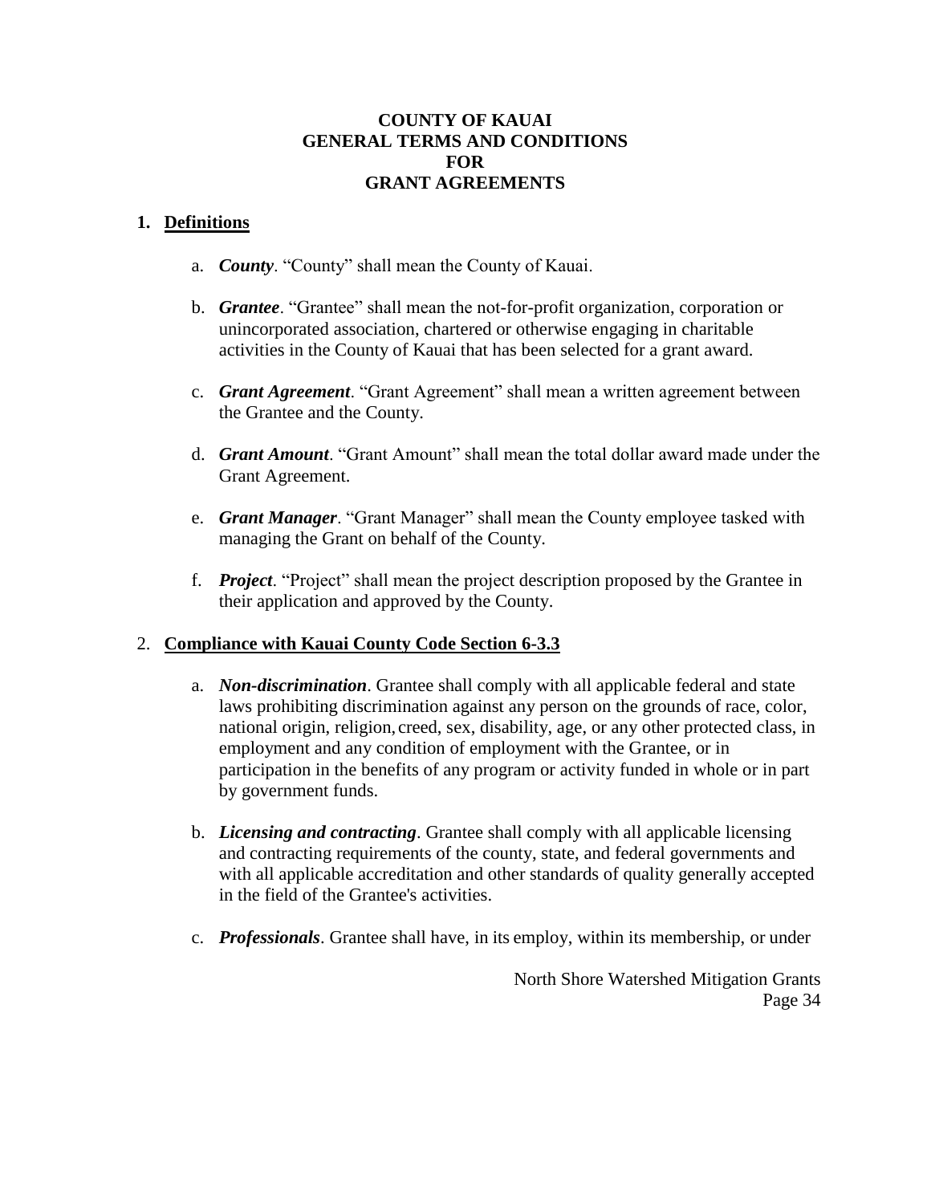**COUNTY OF KAUAI**
**GENERAL TERMS AND CONDITIONS**
**FOR**
**GRANT AGREEMENTS**

## 1. Definitions

a. ***County***. "County" shall mean the County of Kauai.

b. ***Grantee***. "Grantee" shall mean the not-for-profit organization, corporation or unincorporated association, chartered or otherwise engaging in charitable activities in the County of Kauai that has been selected for a grant award.

c. ***Grant Agreement***. "Grant Agreement" shall mean a written agreement between the Grantee and the County.

d. ***Grant Amount***. "Grant Amount" shall mean the total dollar award made under the Grant Agreement.

e. ***Grant Manager***. "Grant Manager" shall mean the County employee tasked with managing the Grant on behalf of the County.

f. ***Project***. "Project" shall mean the project description proposed by the Grantee in their application and approved by the County.

## 2. Compliance with Kauai County Code Section 6-3.3

a. ***Non-discrimination***. Grantee shall comply with all applicable federal and state laws prohibiting discrimination against any person on the grounds of race, color, national origin, religion, creed, sex, disability, age, or any other protected class, in employment and any condition of employment with the Grantee, or in participation in the benefits of any program or activity funded in whole or in part by government funds.

b. ***Licensing and contracting***. Grantee shall comply with all applicable licensing and contracting requirements of the county, state, and federal governments and with all applicable accreditation and other standards of quality generally accepted in the field of the Grantee's activities.

c. ***Professionals***. Grantee shall have, in its employ, within its membership, or under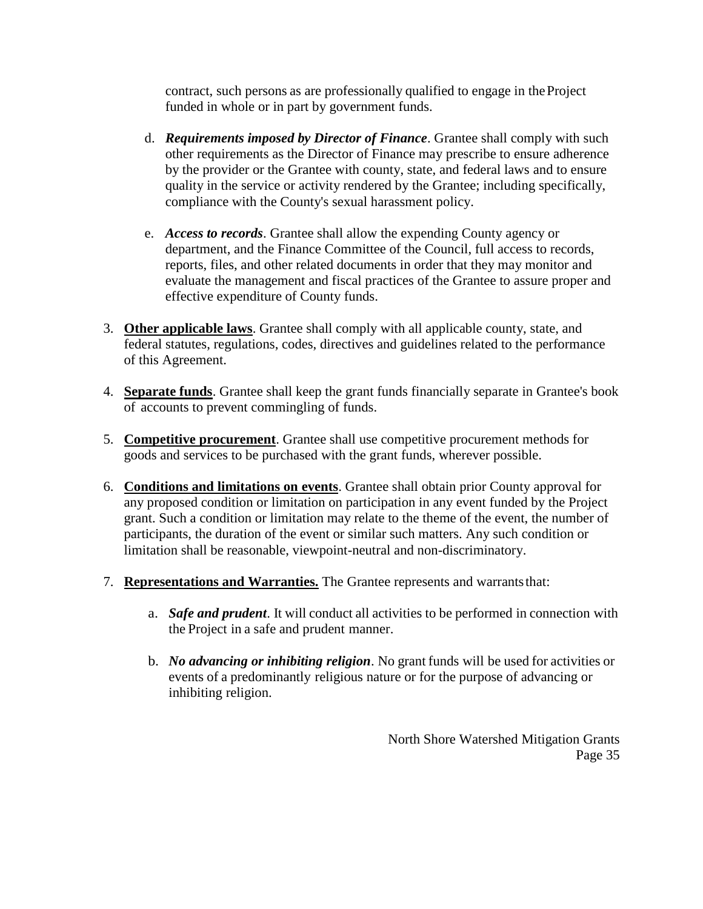contract, such persons as are professionally qualified to engage in the Project funded in whole or in part by government funds.

   d. ***Requirements imposed by Director of Finance***. Grantee shall comply with such other requirements as the Director of Finance may prescribe to ensure adherence by the provider or the Grantee with county, state, and federal laws and to ensure quality in the service or activity rendered by the Grantee; including specifically, compliance with the County's sexual harassment policy.

   e. ***Access to records***. Grantee shall allow the expending County agency or department, and the Finance Committee of the Council, full access to records, reports, files, and other related documents in order that they may monitor and evaluate the management and fiscal practices of the Grantee to assure proper and effective expenditure of County funds.

3. **Other applicable laws**. Grantee shall comply with all applicable county, state, and federal statutes, regulations, codes, directives and guidelines related to the performance of this Agreement.

4. **Separate funds**. Grantee shall keep the grant funds financially separate in Grantee's book of accounts to prevent commingling of funds.

5. **Competitive procurement**. Grantee shall use competitive procurement methods for goods and services to be purchased with the grant funds, wherever possible.

6. **Conditions and limitations on events**. Grantee shall obtain prior County approval for any proposed condition or limitation on participation in any event funded by the Project grant. Such a condition or limitation may relate to the theme of the event, the number of participants, the duration of the event or similar such matters. Any such condition or limitation shall be reasonable, viewpoint-neutral and non-discriminatory.

7. **Representations and Warranties.** The Grantee represents and warrants that:

   a. ***Safe and prudent***. It will conduct all activities to be performed in connection with the Project in a safe and prudent manner.

   b. ***No advancing or inhibiting religion***. No grant funds will be used for activities or events of a predominantly religious nature or for the purpose of advancing or inhibiting religion.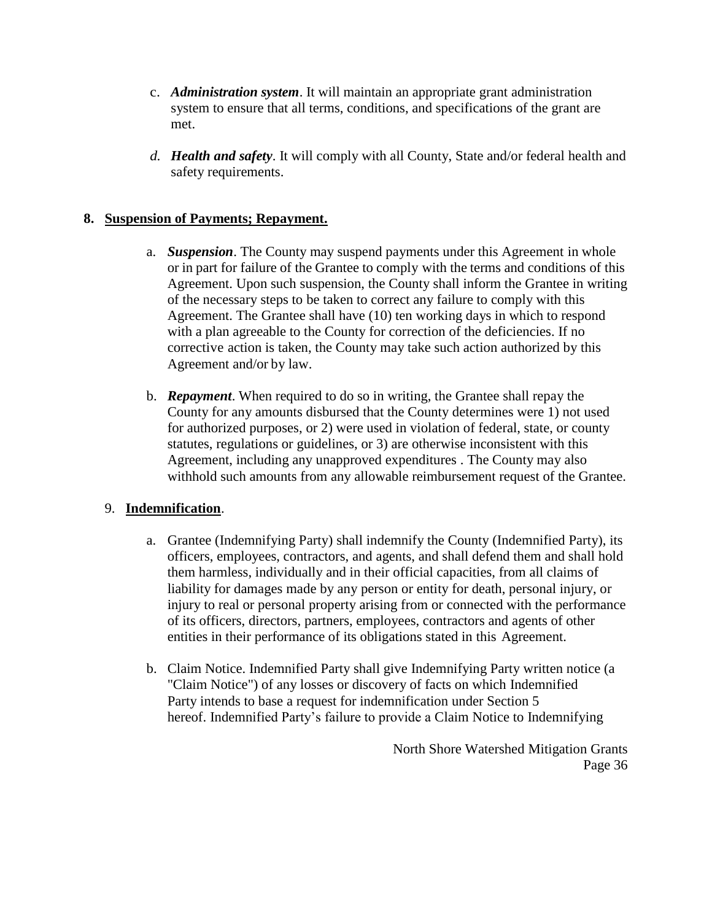c. ***Administration system***. It will maintain an appropriate grant administration system to ensure that all terms, conditions, and specifications of the grant are met.

*d.* ***Health and safety***. It will comply with all County, State and/or federal health and safety requirements.

**8. <u>Suspension of Payments; Repayment.</u>**

a. ***Suspension***. The County may suspend payments under this Agreement in whole or in part for failure of the Grantee to comply with the terms and conditions of this Agreement. Upon such suspension, the County shall inform the Grantee in writing of the necessary steps to be taken to correct any failure to comply with this Agreement. The Grantee shall have (10) ten working days in which to respond with a plan agreeable to the County for correction of the deficiencies. If no corrective action is taken, the County may take such action authorized by this Agreement and/or by law.

b. ***Repayment***. When required to do so in writing, the Grantee shall repay the County for any amounts disbursed that the County determines were 1) not used for authorized purposes, or 2) were used in violation of federal, state, or county statutes, regulations or guidelines, or 3) are otherwise inconsistent with this Agreement, including any unapproved expenditures . The County may also withhold such amounts from any allowable reimbursement request of the Grantee.

9. **<u>Indemnification</u>**.

a. Grantee (Indemnifying Party) shall indemnify the County (Indemnified Party), its officers, employees, contractors, and agents, and shall defend them and shall hold them harmless, individually and in their official capacities, from all claims of liability for damages made by any person or entity for death, personal injury, or injury to real or personal property arising from or connected with the performance of its officers, directors, partners, employees, contractors and agents of other entities in their performance of its obligations stated in this Agreement.

b. Claim Notice. Indemnified Party shall give Indemnifying Party written notice (a "Claim Notice") of any losses or discovery of facts on which Indemnified Party intends to base a request for indemnification under Section 5 hereof. Indemnified Party's failure to provide a Claim Notice to Indemnifying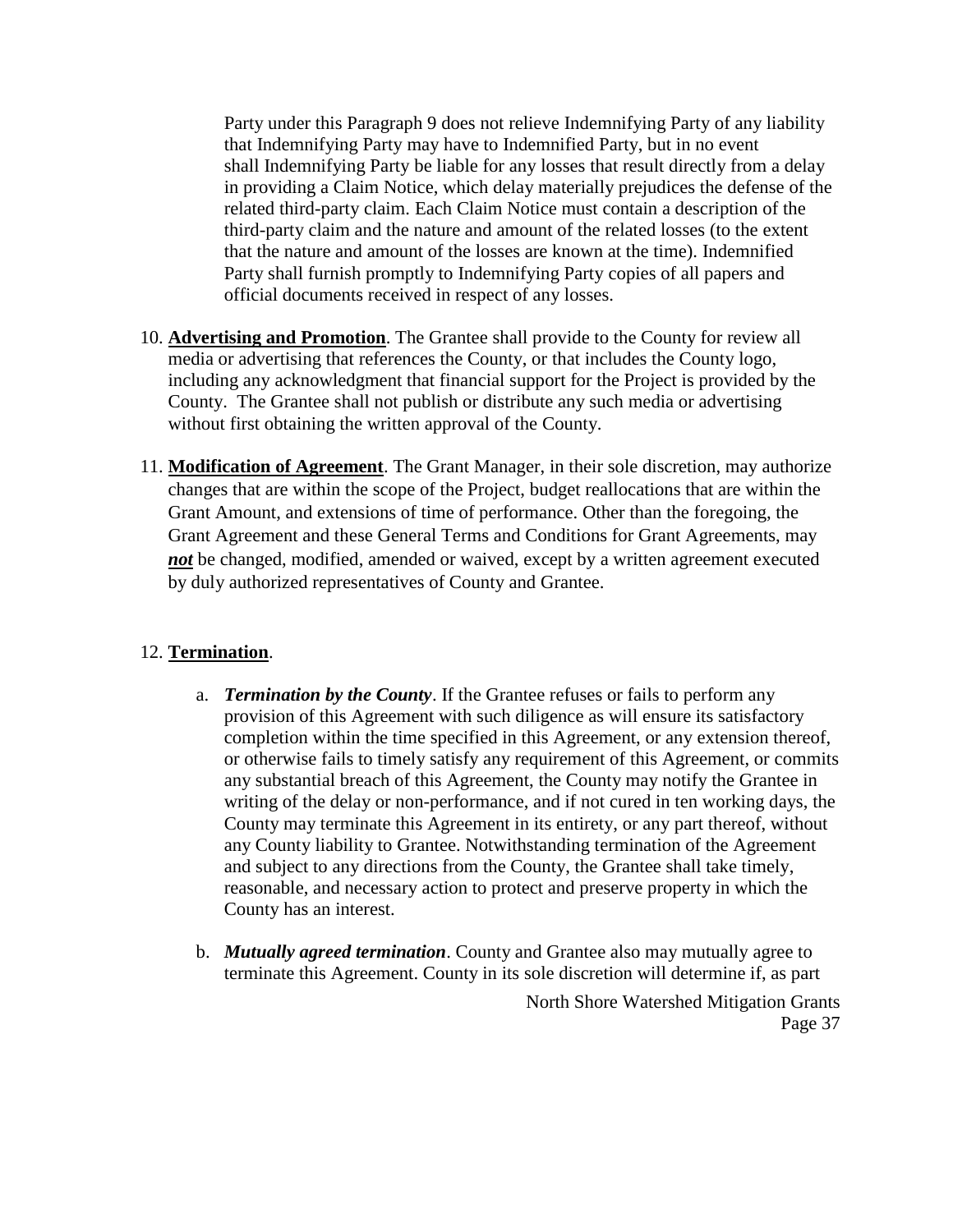Party under this Paragraph 9 does not relieve Indemnifying Party of any liability that Indemnifying Party may have to Indemnified Party, but in no event shall Indemnifying Party be liable for any losses that result directly from a delay in providing a Claim Notice, which delay materially prejudices the defense of the related third-party claim. Each Claim Notice must contain a description of the third-party claim and the nature and amount of the related losses (to the extent that the nature and amount of the losses are known at the time). Indemnified Party shall furnish promptly to Indemnifying Party copies of all papers and official documents received in respect of any losses.

10. **Advertising and Promotion**. The Grantee shall provide to the County for review all media or advertising that references the County, or that includes the County logo, including any acknowledgment that financial support for the Project is provided by the County. The Grantee shall not publish or distribute any such media or advertising without first obtaining the written approval of the County.

11. **Modification of Agreement**. The Grant Manager, in their sole discretion, may authorize changes that are within the scope of the Project, budget reallocations that are within the Grant Amount, and extensions of time of performance. Other than the foregoing, the Grant Agreement and these General Terms and Conditions for Grant Agreements, may ***not*** be changed, modified, amended or waived, except by a written agreement executed by duly authorized representatives of County and Grantee.

12. **Termination**.

    a. ***Termination by the County***. If the Grantee refuses or fails to perform any provision of this Agreement with such diligence as will ensure its satisfactory completion within the time specified in this Agreement, or any extension thereof, or otherwise fails to timely satisfy any requirement of this Agreement, or commits any substantial breach of this Agreement, the County may notify the Grantee in writing of the delay or non-performance, and if not cured in ten working days, the County may terminate this Agreement in its entirety, or any part thereof, without any County liability to Grantee. Notwithstanding termination of the Agreement and subject to any directions from the County, the Grantee shall take timely, reasonable, and necessary action to protect and preserve property in which the County has an interest.

    b. ***Mutually agreed termination***. County and Grantee also may mutually agree to terminate this Agreement. County in its sole discretion will determine if, as part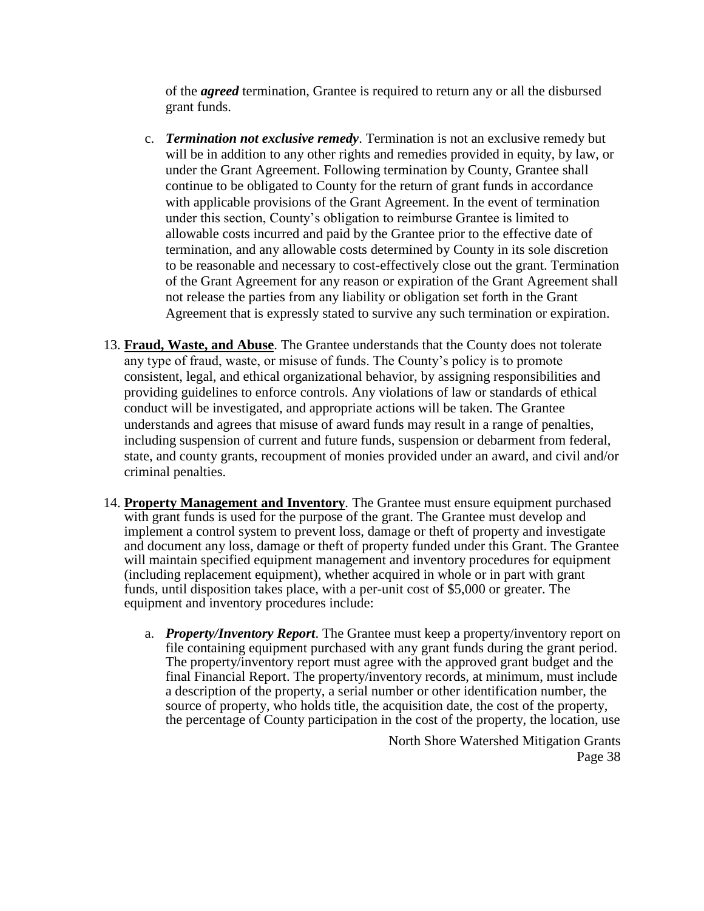of the ***agreed*** termination, Grantee is required to return any or all the disbursed grant funds.

c. ***Termination not exclusive remedy***. Termination is not an exclusive remedy but will be in addition to any other rights and remedies provided in equity, by law, or under the Grant Agreement. Following termination by County, Grantee shall continue to be obligated to County for the return of grant funds in accordance with applicable provisions of the Grant Agreement. In the event of termination under this section, County's obligation to reimburse Grantee is limited to allowable costs incurred and paid by the Grantee prior to the effective date of termination, and any allowable costs determined by County in its sole discretion to be reasonable and necessary to cost-effectively close out the grant. Termination of the Grant Agreement for any reason or expiration of the Grant Agreement shall not release the parties from any liability or obligation set forth in the Grant Agreement that is expressly stated to survive any such termination or expiration.

13. **Fraud, Waste, and Abuse**. The Grantee understands that the County does not tolerate any type of fraud, waste, or misuse of funds. The County's policy is to promote consistent, legal, and ethical organizational behavior, by assigning responsibilities and providing guidelines to enforce controls. Any violations of law or standards of ethical conduct will be investigated, and appropriate actions will be taken. The Grantee understands and agrees that misuse of award funds may result in a range of penalties, including suspension of current and future funds, suspension or debarment from federal, state, and county grants, recoupment of monies provided under an award, and civil and/or criminal penalties.

14. **Property Management and Inventory**. The Grantee must ensure equipment purchased with grant funds is used for the purpose of the grant. The Grantee must develop and implement a control system to prevent loss, damage or theft of property and investigate and document any loss, damage or theft of property funded under this Grant. The Grantee will maintain specified equipment management and inventory procedures for equipment (including replacement equipment), whether acquired in whole or in part with grant funds, until disposition takes place, with a per-unit cost of $5,000 or greater. The equipment and inventory procedures include:

    a. ***Property/Inventory Report***. The Grantee must keep a property/inventory report on file containing equipment purchased with any grant funds during the grant period. The property/inventory report must agree with the approved grant budget and the final Financial Report. The property/inventory records, at minimum, must include a description of the property, a serial number or other identification number, the source of property, who holds title, the acquisition date, the cost of the property, the percentage of County participation in the cost of the property, the location, use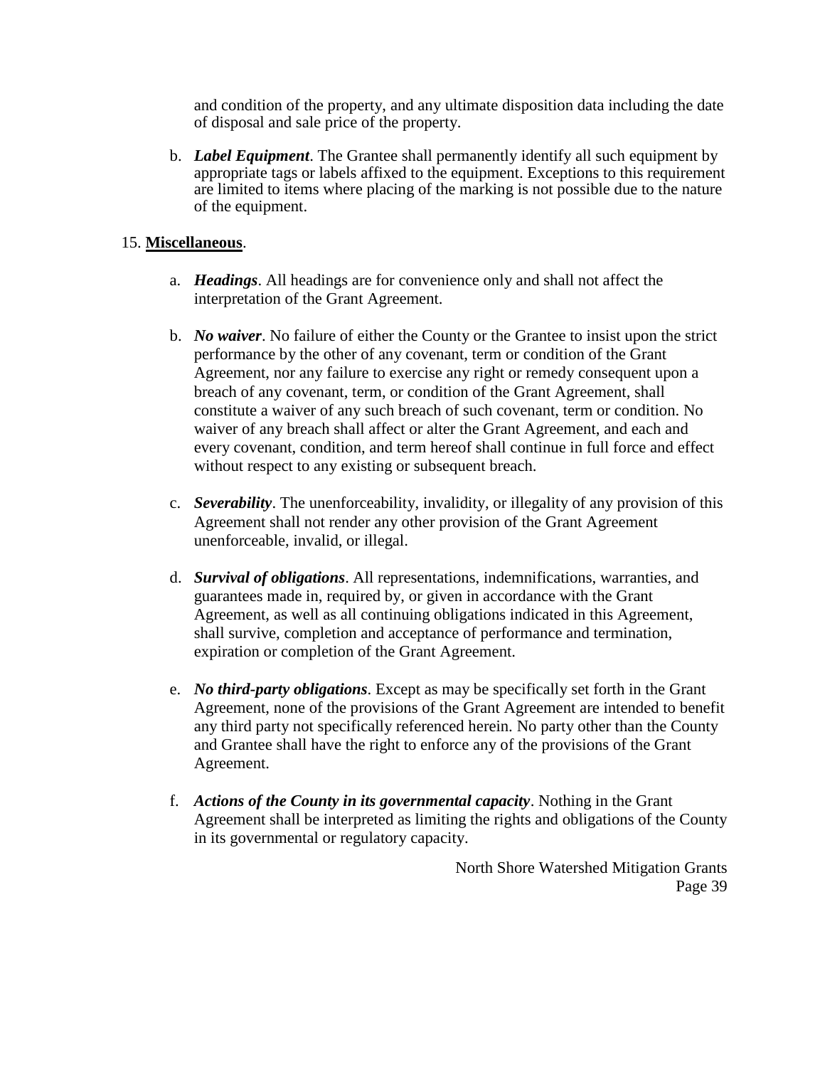and condition of the property, and any ultimate disposition data including the date of disposal and sale price of the property.

b. ***Label Equipment***. The Grantee shall permanently identify all such equipment by appropriate tags or labels affixed to the equipment. Exceptions to this requirement are limited to items where placing of the marking is not possible due to the nature of the equipment.

15. **Miscellaneous**.

a. ***Headings***. All headings are for convenience only and shall not affect the interpretation of the Grant Agreement.

b. ***No waiver***. No failure of either the County or the Grantee to insist upon the strict performance by the other of any covenant, term or condition of the Grant Agreement, nor any failure to exercise any right or remedy consequent upon a breach of any covenant, term, or condition of the Grant Agreement, shall constitute a waiver of any such breach of such covenant, term or condition. No waiver of any breach shall affect or alter the Grant Agreement, and each and every covenant, condition, and term hereof shall continue in full force and effect without respect to any existing or subsequent breach.

c. ***Severability***. The unenforceability, invalidity, or illegality of any provision of this Agreement shall not render any other provision of the Grant Agreement unenforceable, invalid, or illegal.

d. ***Survival of obligations***. All representations, indemnifications, warranties, and guarantees made in, required by, or given in accordance with the Grant Agreement, as well as all continuing obligations indicated in this Agreement, shall survive, completion and acceptance of performance and termination, expiration or completion of the Grant Agreement.

e. ***No third-party obligations***. Except as may be specifically set forth in the Grant Agreement, none of the provisions of the Grant Agreement are intended to benefit any third party not specifically referenced herein. No party other than the County and Grantee shall have the right to enforce any of the provisions of the Grant Agreement.

f. ***Actions of the County in its governmental capacity***. Nothing in the Grant Agreement shall be interpreted as limiting the rights and obligations of the County in its governmental or regulatory capacity.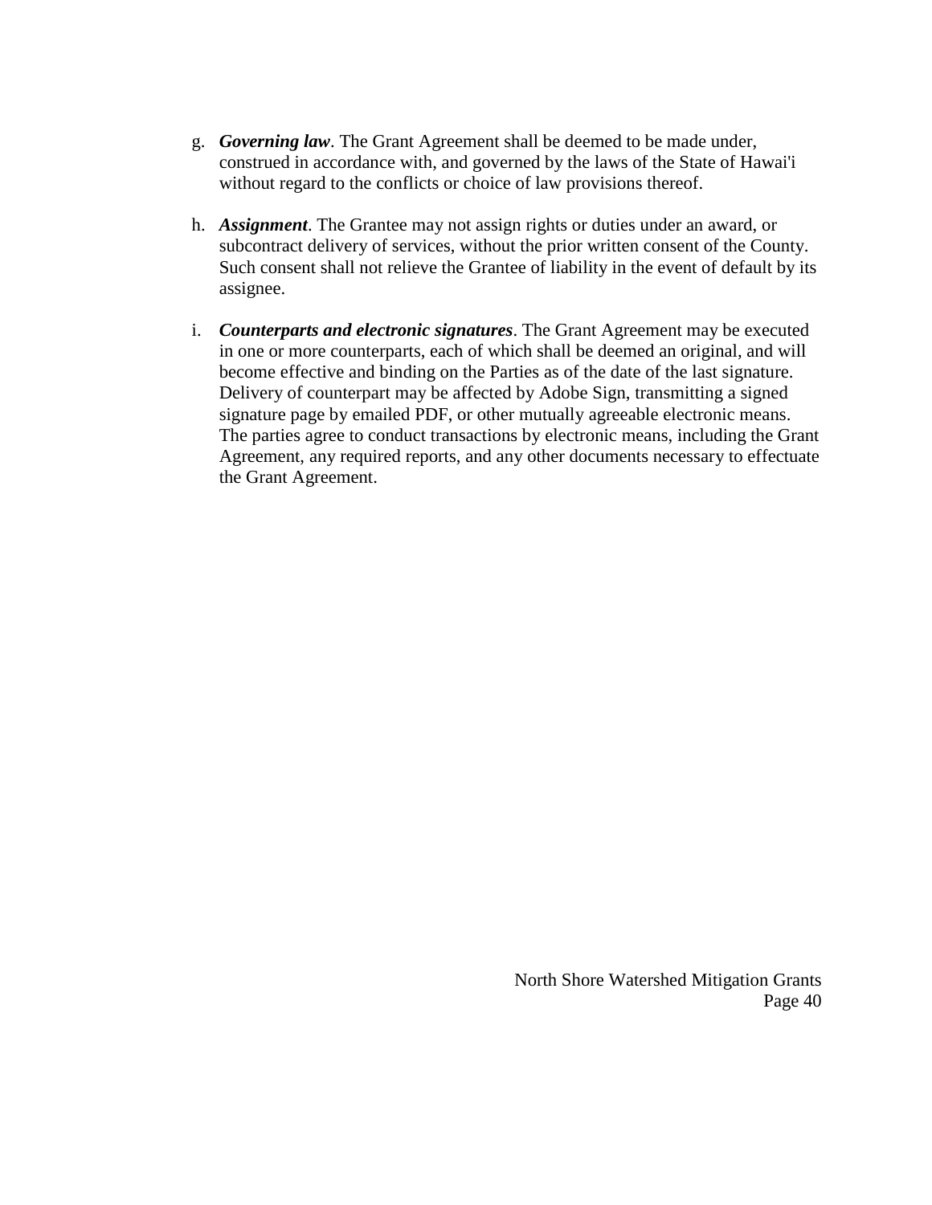g. ***Governing law***. The Grant Agreement shall be deemed to be made under, construed in accordance with, and governed by the laws of the State of Hawai'i without regard to the conflicts or choice of law provisions thereof.

h. ***Assignment***. The Grantee may not assign rights or duties under an award, or subcontract delivery of services, without the prior written consent of the County. Such consent shall not relieve the Grantee of liability in the event of default by its assignee.

i. ***Counterparts and electronic signatures***. The Grant Agreement may be executed in one or more counterparts, each of which shall be deemed an original, and will become effective and binding on the Parties as of the date of the last signature. Delivery of counterpart may be affected by Adobe Sign, transmitting a signed signature page by emailed PDF, or other mutually agreeable electronic means. The parties agree to conduct transactions by electronic means, including the Grant Agreement, any required reports, and any other documents necessary to effectuate the Grant Agreement.